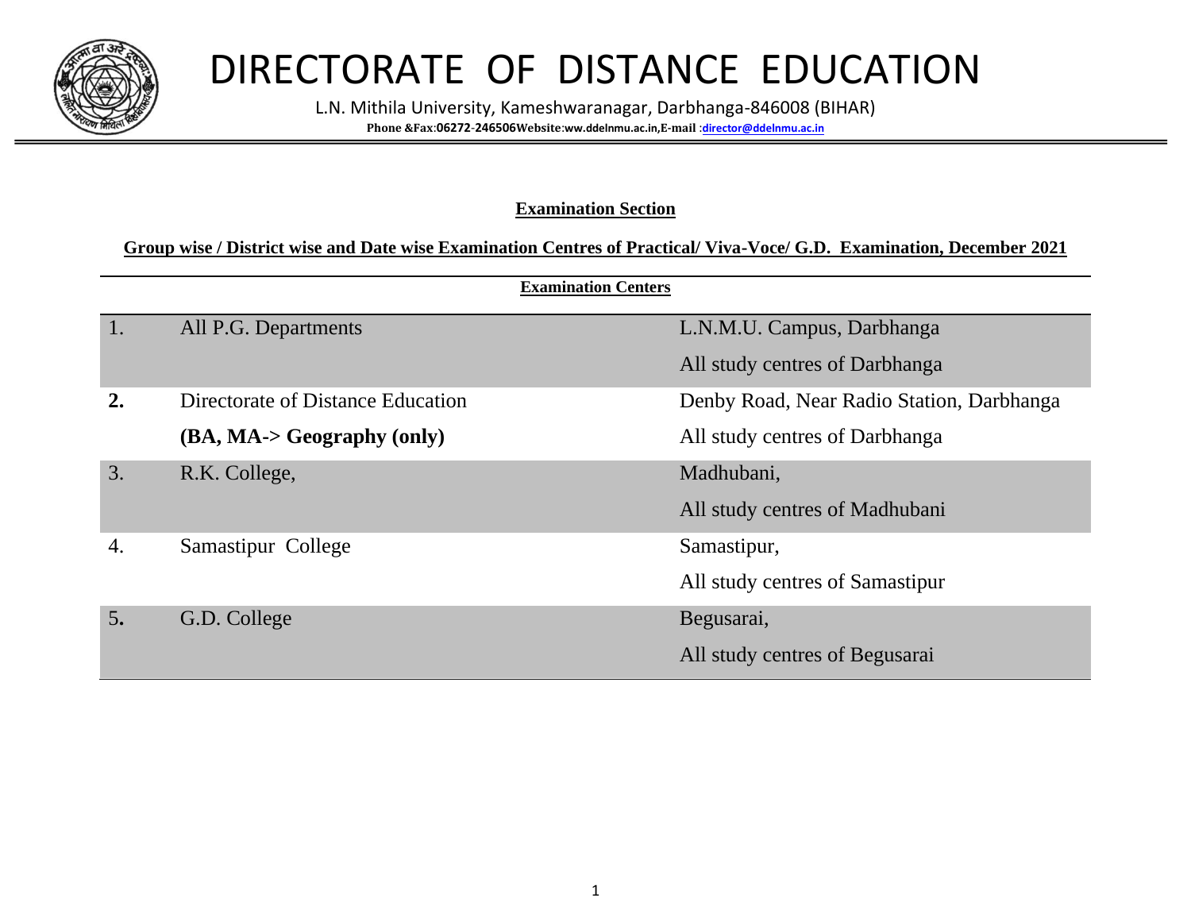# DIRECTORATE OF DISTANCE EDUCATION

L.N. Mithila University, Kameshwaranagar, Darbhanga-846008 (BIHAR)

**Phone &Fax:06272-246506Website:ww.ddelnmu.ac.in,E-mail :director@ddelnmu.ac.in**

## Examination Section

### Group wise / District wise and Date wise Examination Centres of Practical/ Viva-Voce/ G.D. Examination, December 2021

**Examination Centers**

| | | |
|---|---|---|
| 1. | All P.G. Departments | L.N.M.U. Campus, Darbhanga<br>All study centres of Darbhanga |
| **2.** | Directorate of Distance Education<br>**(BA, MA-> Geography (only)** | Denby Road, Near Radio Station, Darbhanga<br>All study centres of Darbhanga |
| 3. | R.K. College, | Madhubani,<br>All study centres of Madhubani |
| 4. | Samastipur College | Samastipur,<br>All study centres of Samastipur |
| 5**.** | G.D. College | Begusarai,<br>All study centres of Begusarai |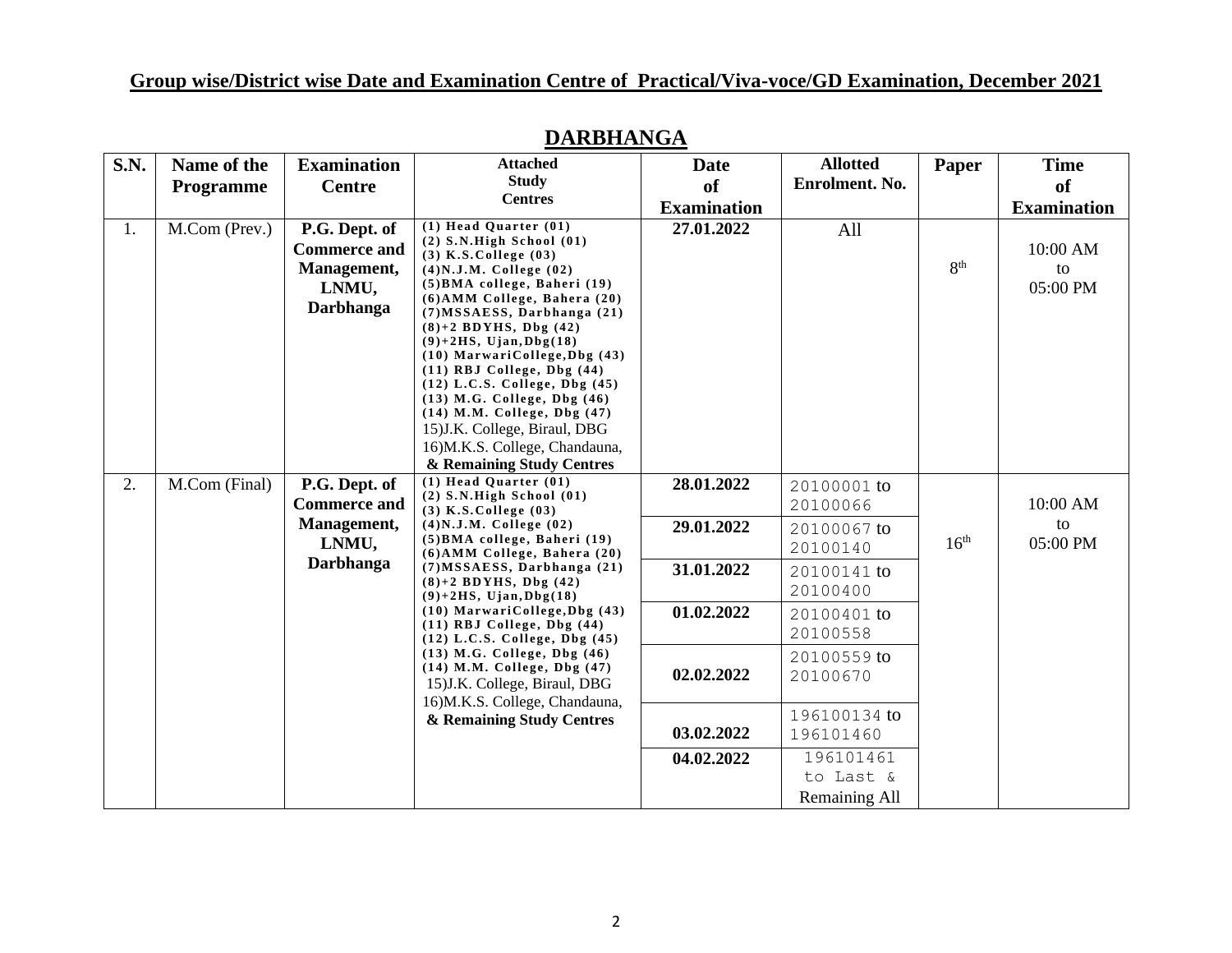## Group wise/District wise Date and Examination Centre of Practical/Viva-voce/GD Examination, December 2021

## DARBHANGA

| S.N. | Name of the Programme | Examination Centre | Attached Study Centres | Date of Examination | Allotted Enrolment. No. | Paper | Time of Examination |
|---|---|---|---|---|---|---|---|
| 1. | M.Com (Prev.) | **P.G. Dept. of Commerce and Management, LNMU, Darbhanga** | (1) Head Quarter (01)<br>(2) S.N.High School (01)<br>(3) K.S.College (03)<br>(4)N.J.M. College (02)<br>(5)BMA college, Baheri (19)<br>(6)AMM College, Bahera (20)<br>(7)MSSAESS, Darbhanga (21)<br>(8)+2 BDYHS, Dbg (42)<br>(9)+2HS, Ujan,Dbg(18)<br>(10) MarwariCollege,Dbg (43)<br>(11) RBJ College, Dbg (44)<br>(12) L.C.S. College, Dbg (45)<br>(13) M.G. College, Dbg (46)<br>(14) M.M. College, Dbg (47)<br>15)J.K. College, Biraul, DBG<br>16)M.K.S. College, Chandauna,<br>**& Remaining Study Centres** | **27.01.2022** | All | 8th | 10:00 AM to 05:00 PM |
| 2. | M.Com (Final) | **P.G. Dept. of Commerce and Management, LNMU, Darbhanga** | (1) Head Quarter (01)<br>(2) S.N.High School (01)<br>(3) K.S.College (03)<br>(4)N.J.M. College (02)<br>(5)BMA college, Baheri (19)<br>(6)AMM College, Bahera (20)<br>(7)MSSAESS, Darbhanga (21)<br>(8)+2 BDYHS, Dbg (42)<br>(9)+2HS, Ujan,Dbg(18)<br>(10) MarwariCollege,Dbg (43)<br>(11) RBJ College, Dbg (44)<br>(12) L.C.S. College, Dbg (45)<br>(13) M.G. College, Dbg (46)<br>(14) M.M. College, Dbg (47)<br>15)J.K. College, Biraul, DBG<br>16)M.K.S. College, Chandauna,<br>**& Remaining Study Centres** | **28.01.2022** | 20100001 to 20100066 | 16th | 10:00 AM to 05:00 PM |
| | | | | **29.01.2022** | 20100067 to 20100140 | | |
| | | | | **31.01.2022** | 20100141 to 20100400 | | |
| | | | | **01.02.2022** | 20100401 to 20100558 | | |
| | | | | **02.02.2022** | 20100559 to 20100670 | | |
| | | | | **03.02.2022** | 196100134 to 196101460 | | |
| | | | | **04.02.2022** | 196101461 to Last & Remaining All | | |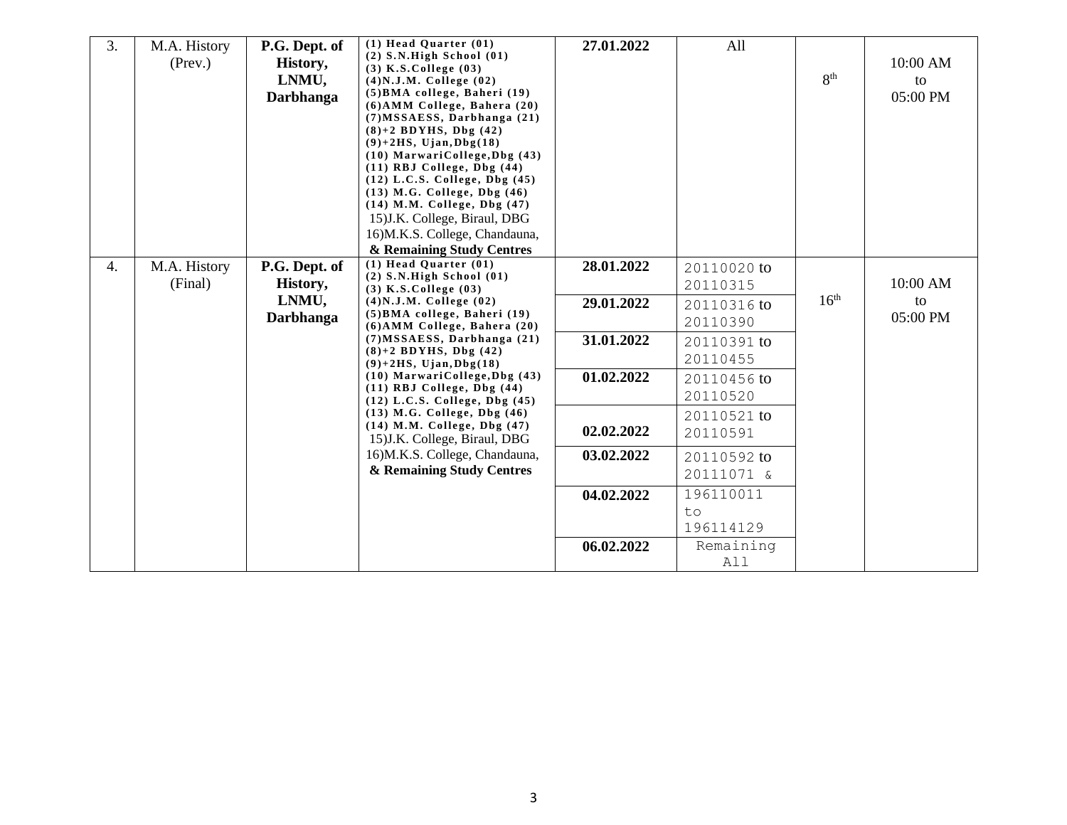| 3. | M.A. History (Prev.) | **P.G. Dept. of History, LNMU, Darbhanga** | **(1) Head Quarter (01) (2) S.N.High School (01) (3) K.S.College (03) (4)N.J.M. College (02) (5)BMA college, Baheri (19) (6)AMM College, Bahera (20) (7)MSSAESS, Darbhanga (21) (8)+2 BDYHS, Dbg (42) (9)+2HS, Ujan,Dbg(18) (10) MarwariCollege,Dbg (43) (11) RBJ College, Dbg (44) (12) L.C.S. College, Dbg (45) (13) M.G. College, Dbg (46) (14) M.M. College, Dbg (47)** 15)J.K. College, Biraul, DBG 16)M.K.S. College, Chandauna, **& Remaining Study Centres** | **27.01.2022** | All | 8th | 10:00 AM to 05:00 PM |
|---|---|---|---|---|---|---|---|
| 4. | M.A. History (Final) | **P.G. Dept. of History, LNMU, Darbhanga** | **(1) Head Quarter (01) (2) S.N.High School (01) (3) K.S.College (03) (4)N.J.M. College (02) (5)BMA college, Baheri (19) (6)AMM College, Bahera (20) (7)MSSAESS, Darbhanga (21) (8)+2 BDYHS, Dbg (42) (9)+2HS, Ujan,Dbg(18) (10) MarwariCollege,Dbg (43) (11) RBJ College, Dbg (44) (12) L.C.S. College, Dbg (45) (13) M.G. College, Dbg (46) (14) M.M. College, Dbg (47)** 15)J.K. College, Biraul, DBG 16)M.K.S. College, Chandauna, **& Remaining Study Centres** | **28.01.2022** | 20110020 to 20110315 | 16th | 10:00 AM to 05:00 PM |
| | | | | **29.01.2022** | 20110316 to 20110390 | | |
| | | | | **31.01.2022** | 20110391 to 20110455 | | |
| | | | | **01.02.2022** | 20110456 to 20110520 | | |
| | | | | **02.02.2022** | 20110521 to 20110591 | | |
| | | | | **03.02.2022** | 20110592 to 20111071 & | | |
| | | | | **04.02.2022** | 196110011 to 196114129 | | |
| | | | | **06.02.2022** | Remaining All | | |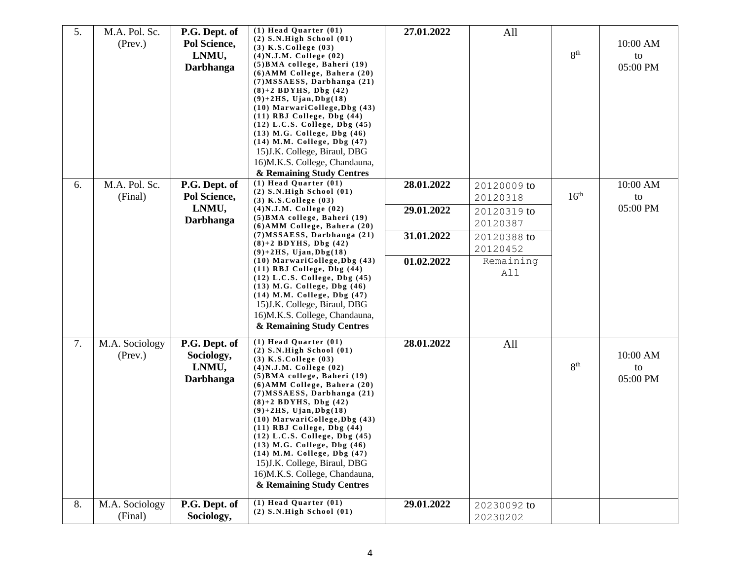| 5. | M.A. Pol. Sc. (Prev.) | **P.G. Dept. of Pol Science, LNMU, Darbhanga** | **(1) Head Quarter (01)**<br>**(2) S.N.High School (01)**<br>**(3) K.S.College (03)**<br>**(4)N.J.M. College (02)**<br>**(5)BMA college, Baheri (19)**<br>**(6)AMM College, Bahera (20)**<br>**(7)MSSAESS, Darbhanga (21)**<br>**(8)+2 BDYHS, Dbg (42)**<br>**(9)+2HS, Ujan,Dbg(18)**<br>**(10) MarwariCollege,Dbg (43)**<br>**(11) RBJ College, Dbg (44)**<br>**(12) L.C.S. College, Dbg (45)**<br>**(13) M.G. College, Dbg (46)**<br>**(14) M.M. College, Dbg (47)**<br>15)J.K. College, Biraul, DBG<br>16)M.K.S. College, Chandauna,<br>**& Remaining Study Centres** | **27.01.2022** | All | 8th | 10:00 AM to 05:00 PM |
|---|---|---|---|---|---|---|---|
| 6. | M.A. Pol. Sc. (Final) | **P.G. Dept. of Pol Science, LNMU, Darbhanga** | **(1) Head Quarter (01)**<br>**(2) S.N.High School (01)**<br>**(3) K.S.College (03)**<br>**(4)N.J.M. College (02)**<br>**(5)BMA college, Baheri (19)**<br>**(6)AMM College, Bahera (20)**<br>**(7)MSSAESS, Darbhanga (21)**<br>**(8)+2 BDYHS, Dbg (42)**<br>**(9)+2HS, Ujan,Dbg(18)**<br>**(10) MarwariCollege,Dbg (43)**<br>**(11) RBJ College, Dbg (44)**<br>**(12) L.C.S. College, Dbg (45)**<br>**(13) M.G. College, Dbg (46)**<br>**(14) M.M. College, Dbg (47)**<br>15)J.K. College, Biraul, DBG<br>16)M.K.S. College, Chandauna,<br>**& Remaining Study Centres** | **28.01.2022**<br>**29.01.2022**<br>**31.01.2022**<br>**01.02.2022** | 20120009 to 20120318<br>20120319 to 20120387<br>20120388 to 20120452<br>Remaining All | 16th | 10:00 AM to 05:00 PM |
| 7. | M.A. Sociology (Prev.) | **P.G. Dept. of Sociology, LNMU, Darbhanga** | **(1) Head Quarter (01)**<br>**(2) S.N.High School (01)**<br>**(3) K.S.College (03)**<br>**(4)N.J.M. College (02)**<br>**(5)BMA college, Baheri (19)**<br>**(6)AMM College, Bahera (20)**<br>**(7)MSSAESS, Darbhanga (21)**<br>**(8)+2 BDYHS, Dbg (42)**<br>**(9)+2HS, Ujan,Dbg(18)**<br>**(10) MarwariCollege,Dbg (43)**<br>**(11) RBJ College, Dbg (44)**<br>**(12) L.C.S. College, Dbg (45)**<br>**(13) M.G. College, Dbg (46)**<br>**(14) M.M. College, Dbg (47)**<br>15)J.K. College, Biraul, DBG<br>16)M.K.S. College, Chandauna,<br>**& Remaining Study Centres** | **28.01.2022** | All | 8th | 10:00 AM to 05:00 PM |
| 8. | M.A. Sociology (Final) | **P.G. Dept. of Sociology,** | **(1) Head Quarter (01)**<br>**(2) S.N.High School (01)** | **29.01.2022** | 20230092 to 20230202 | | |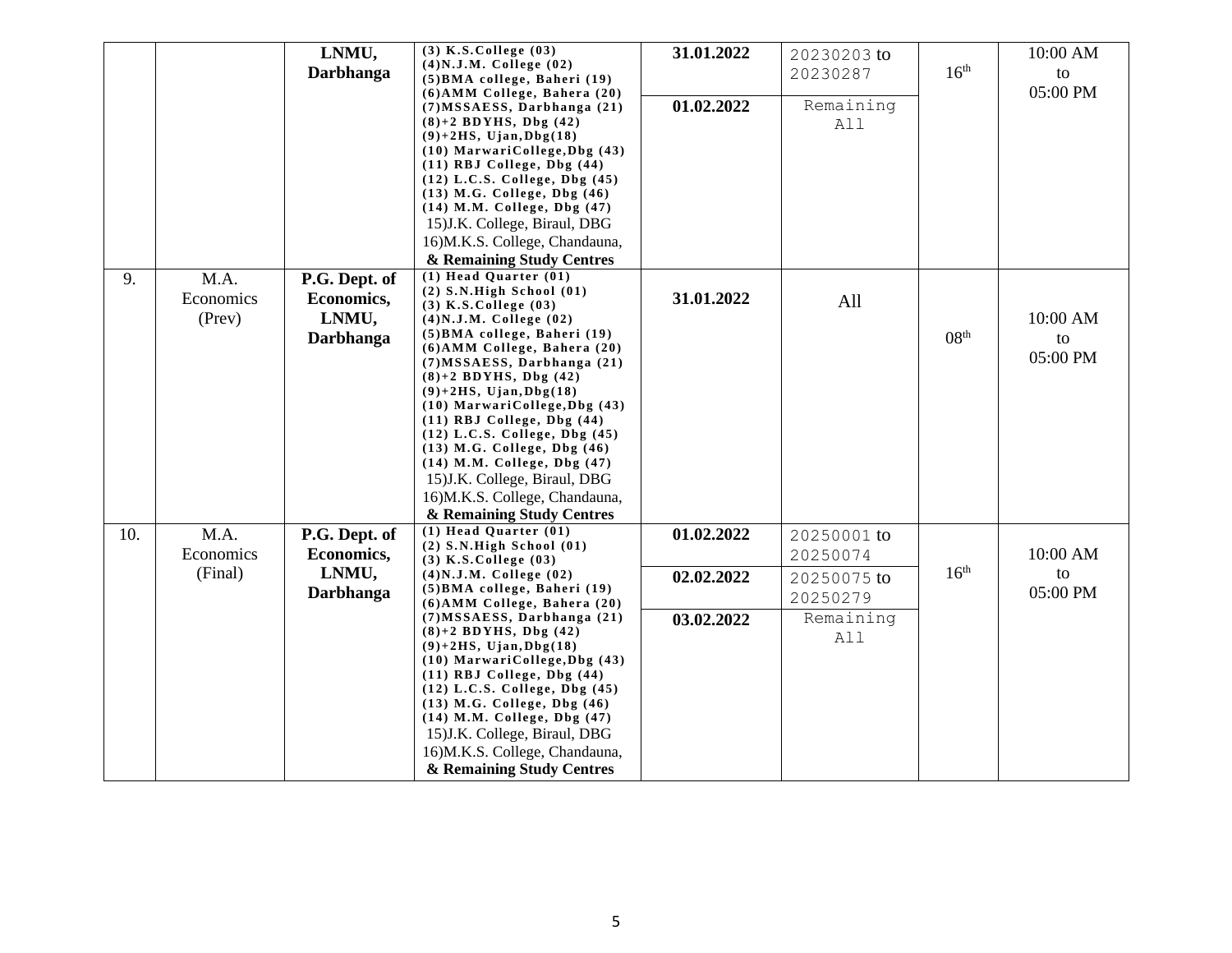| | | | | | | | |
|---|---|---|---|---|---|---|---|
| | | **LNMU, Darbhanga** | **(3) K.S.College (03)**<br>**(4)N.J.M. College (02)**<br>**(5)BMA college, Baheri (19)**<br>**(6)AMM College, Bahera (20)**<br>**(7)MSSAESS, Darbhanga (21)**<br>**(8)+2 BDYHS, Dbg (42)**<br>**(9)+2HS, Ujan,Dbg(18)**<br>**(10) MarwariCollege,Dbg (43)**<br>**(11) RBJ College, Dbg (44)**<br>**(12) L.C.S. College, Dbg (45)**<br>**(13) M.G. College, Dbg (46)**<br>**(14) M.M. College, Dbg (47)**<br>15)J.K. College, Biraul, DBG<br>16)M.K.S. College, Chandauna,<br>**& Remaining Study Centres** | **31.01.2022**<br><br>**01.02.2022** | 20230203 to 20230287<br><br>Remaining All | 16th | 10:00 AM to 05:00 PM |
| 9. | M.A. Economics (Prev) | **P.G. Dept. of Economics, LNMU, Darbhanga** | **(1) Head Quarter (01)**<br>**(2) S.N.High School (01)**<br>**(3) K.S.College (03)**<br>**(4)N.J.M. College (02)**<br>**(5)BMA college, Baheri (19)**<br>**(6)AMM College, Bahera (20)**<br>**(7)MSSAESS, Darbhanga (21)**<br>**(8)+2 BDYHS, Dbg (42)**<br>**(9)+2HS, Ujan,Dbg(18)**<br>**(10) MarwariCollege,Dbg (43)**<br>**(11) RBJ College, Dbg (44)**<br>**(12) L.C.S. College, Dbg (45)**<br>**(13) M.G. College, Dbg (46)**<br>**(14) M.M. College, Dbg (47)**<br>15)J.K. College, Biraul, DBG<br>16)M.K.S. College, Chandauna,<br>**& Remaining Study Centres** | **31.01.2022** | All | 08th | 10:00 AM to 05:00 PM |
| 10. | M.A. Economics (Final) | **P.G. Dept. of Economics, LNMU, Darbhanga** | **(1) Head Quarter (01)**<br>**(2) S.N.High School (01)**<br>**(3) K.S.College (03)**<br>**(4)N.J.M. College (02)**<br>**(5)BMA college, Baheri (19)**<br>**(6)AMM College, Bahera (20)**<br>**(7)MSSAESS, Darbhanga (21)**<br>**(8)+2 BDYHS, Dbg (42)**<br>**(9)+2HS, Ujan,Dbg(18)**<br>**(10) MarwariCollege,Dbg (43)**<br>**(11) RBJ College, Dbg (44)**<br>**(12) L.C.S. College, Dbg (45)**<br>**(13) M.G. College, Dbg (46)**<br>**(14) M.M. College, Dbg (47)**<br>15)J.K. College, Biraul, DBG<br>16)M.K.S. College, Chandauna,<br>**& Remaining Study Centres** | **01.02.2022**<br><br>**02.02.2022**<br><br>**03.02.2022** | 20250001 to 20250074<br><br>20250075 to 20250279<br><br>Remaining All | 16th | 10:00 AM to 05:00 PM |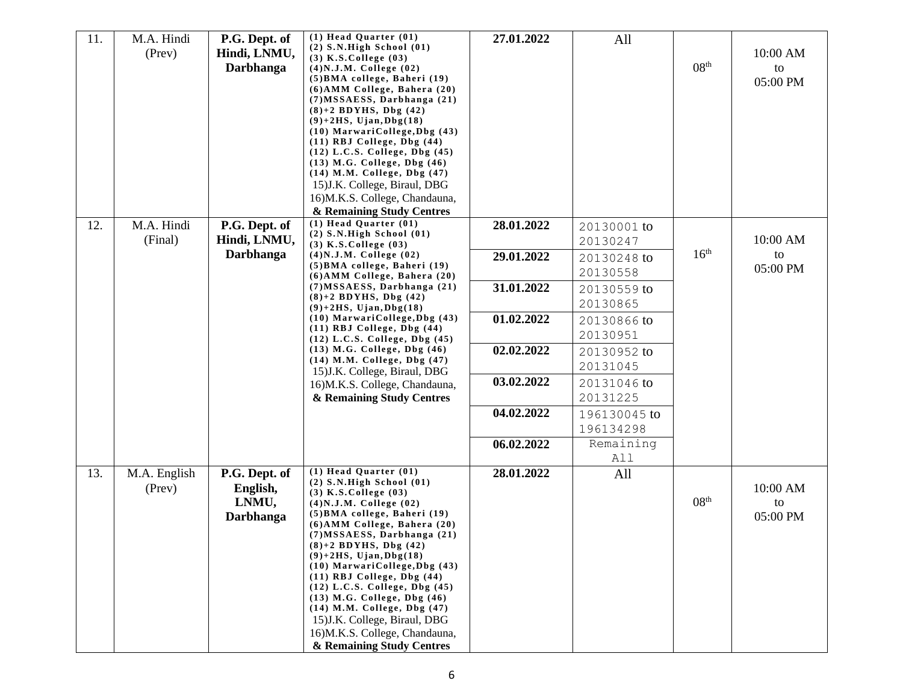| 11. | M.A. Hindi (Prev) | **P.G. Dept. of Hindi, LNMU, Darbhanga** | **(1) Head Quarter (01)** **(2) S.N.High School (01)** **(3) K.S.College (03)** **(4)N.J.M. College (02)** **(5)BMA college, Baheri (19)** **(6)AMM College, Bahera (20)** **(7)MSSAESS, Darbhanga (21)** **(8)+2 BDYHS, Dbg (42)** **(9)+2HS, Ujan,Dbg(18)** **(10) MarwariCollege,Dbg (43)** **(11) RBJ College, Dbg (44)** **(12) L.C.S. College, Dbg (45)** **(13) M.G. College, Dbg (46)** **(14) M.M. College, Dbg (47)** 15)J.K. College, Biraul, DBG 16)M.K.S. College, Chandauna, **& Remaining Study Centres** | **27.01.2022** | All | 08th | 10:00 AM to 05:00 PM |
|---|---|---|---|---|---|---|---|
| 12. | M.A. Hindi (Final) | **P.G. Dept. of Hindi, LNMU, Darbhanga** | **(1) Head Quarter (01)** **(2) S.N.High School (01)** **(3) K.S.College (03)** **(4)N.J.M. College (02)** **(5)BMA college, Baheri (19)** **(6)AMM College, Bahera (20)** **(7)MSSAESS, Darbhanga (21)** **(8)+2 BDYHS, Dbg (42)** **(9)+2HS, Ujan,Dbg(18)** **(10) MarwariCollege,Dbg (43)** **(11) RBJ College, Dbg (44)** **(12) L.C.S. College, Dbg (45)** **(13) M.G. College, Dbg (46)** **(14) M.M. College, Dbg (47)** 15)J.K. College, Biraul, DBG 16)M.K.S. College, Chandauna, **& Remaining Study Centres** | **28.01.2022** | 20130001 to 20130247 | 16th | 10:00 AM to 05:00 PM |
| | | | | **29.01.2022** | 20130248 to 20130558 | | |
| | | | | **31.01.2022** | 20130559 to 20130865 | | |
| | | | | **01.02.2022** | 20130866 to 20130951 | | |
| | | | | **02.02.2022** | 20130952 to 20131045 | | |
| | | | | **03.02.2022** | 20131046 to 20131225 | | |
| | | | | **04.02.2022** | 196130045 to 196134298 | | |
| | | | | **06.02.2022** | Remaining All | | |
| 13. | M.A. English (Prev) | **P.G. Dept. of English, LNMU, Darbhanga** | **(1) Head Quarter (01)** **(2) S.N.High School (01)** **(3) K.S.College (03)** **(4)N.J.M. College (02)** **(5)BMA college, Baheri (19)** **(6)AMM College, Bahera (20)** **(7)MSSAESS, Darbhanga (21)** **(8)+2 BDYHS, Dbg (42)** **(9)+2HS, Ujan,Dbg(18)** **(10) MarwariCollege,Dbg (43)** **(11) RBJ College, Dbg (44)** **(12) L.C.S. College, Dbg (45)** **(13) M.G. College, Dbg (46)** **(14) M.M. College, Dbg (47)** 15)J.K. College, Biraul, DBG 16)M.K.S. College, Chandauna, **& Remaining Study Centres** | **28.01.2022** | All | 08th | 10:00 AM to 05:00 PM |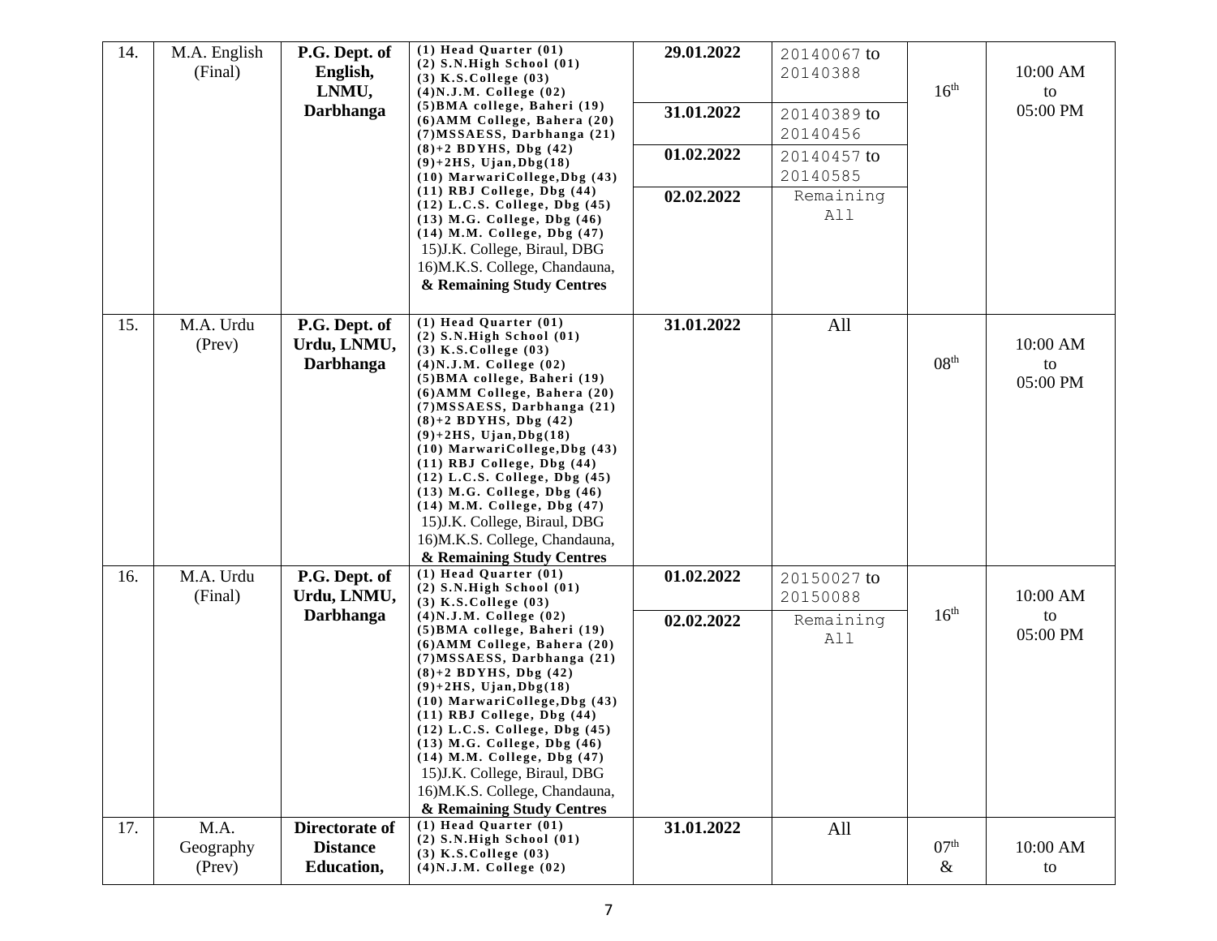| 14. | M.A. English (Final) | P.G. Dept. of English, LNMU, Darbhanga | (1) Head Quarter (01) (2) S.N.High School (01) (3) K.S.College (03) (4)N.J.M. College (02) (5)BMA college, Baheri (19) (6)AMM College, Bahera (20) (7)MSSAESS, Darbhanga (21) (8)+2 BDYHS, Dbg (42) (9)+2HS, Ujan,Dbg(18) (10) MarwariCollege,Dbg (43) (11) RBJ College, Dbg (44) (12) L.C.S. College, Dbg (45) (13) M.G. College, Dbg (46) (14) M.M. College, Dbg (47) 15)J.K. College, Biraul, DBG 16)M.K.S. College, Chandauna, **& Remaining Study Centres** | **29.01.2022** | 20140067 to 20140388 | 16th | 10:00 AM to 05:00 PM |
|---|---|---|---|---|---|---|---|
| | | | | **31.01.2022** | 20140389 to 20140456 | | |
| | | | | **01.02.2022** | 20140457 to 20140585 | | |
| | | | | **02.02.2022** | Remaining All | | |
| 15. | M.A. Urdu (Prev) | P.G. Dept. of Urdu, LNMU, Darbhanga | (1) Head Quarter (01) (2) S.N.High School (01) (3) K.S.College (03) (4)N.J.M. College (02) (5)BMA college, Baheri (19) (6)AMM College, Bahera (20) (7)MSSAESS, Darbhanga (21) (8)+2 BDYHS, Dbg (42) (9)+2HS, Ujan,Dbg(18) (10) MarwariCollege,Dbg (43) (11) RBJ College, Dbg (44) (12) L.C.S. College, Dbg (45) (13) M.G. College, Dbg (46) (14) M.M. College, Dbg (47) 15)J.K. College, Biraul, DBG 16)M.K.S. College, Chandauna, **& Remaining Study Centres** | **31.01.2022** | All | 08th | 10:00 AM to 05:00 PM |
| 16. | M.A. Urdu (Final) | P.G. Dept. of Urdu, LNMU, Darbhanga | (1) Head Quarter (01) (2) S.N.High School (01) (3) K.S.College (03) (4)N.J.M. College (02) (5)BMA college, Baheri (19) (6)AMM College, Bahera (20) (7)MSSAESS, Darbhanga (21) (8)+2 BDYHS, Dbg (42) (9)+2HS, Ujan,Dbg(18) (10) MarwariCollege,Dbg (43) (11) RBJ College, Dbg (44) (12) L.C.S. College, Dbg (45) (13) M.G. College, Dbg (46) (14) M.M. College, Dbg (47) 15)J.K. College, Biraul, DBG 16)M.K.S. College, Chandauna, **& Remaining Study Centres** | **01.02.2022** | 20150027 to 20150088 | 16th | 10:00 AM to 05:00 PM |
| | | | | **02.02.2022** | Remaining All | | |
| 17. | M.A. Geography (Prev) | Directorate of Distance Education, | (1) Head Quarter (01) (2) S.N.High School (01) (3) K.S.College (03) (4)N.J.M. College (02) | **31.01.2022** | All | 07th & | 10:00 AM to |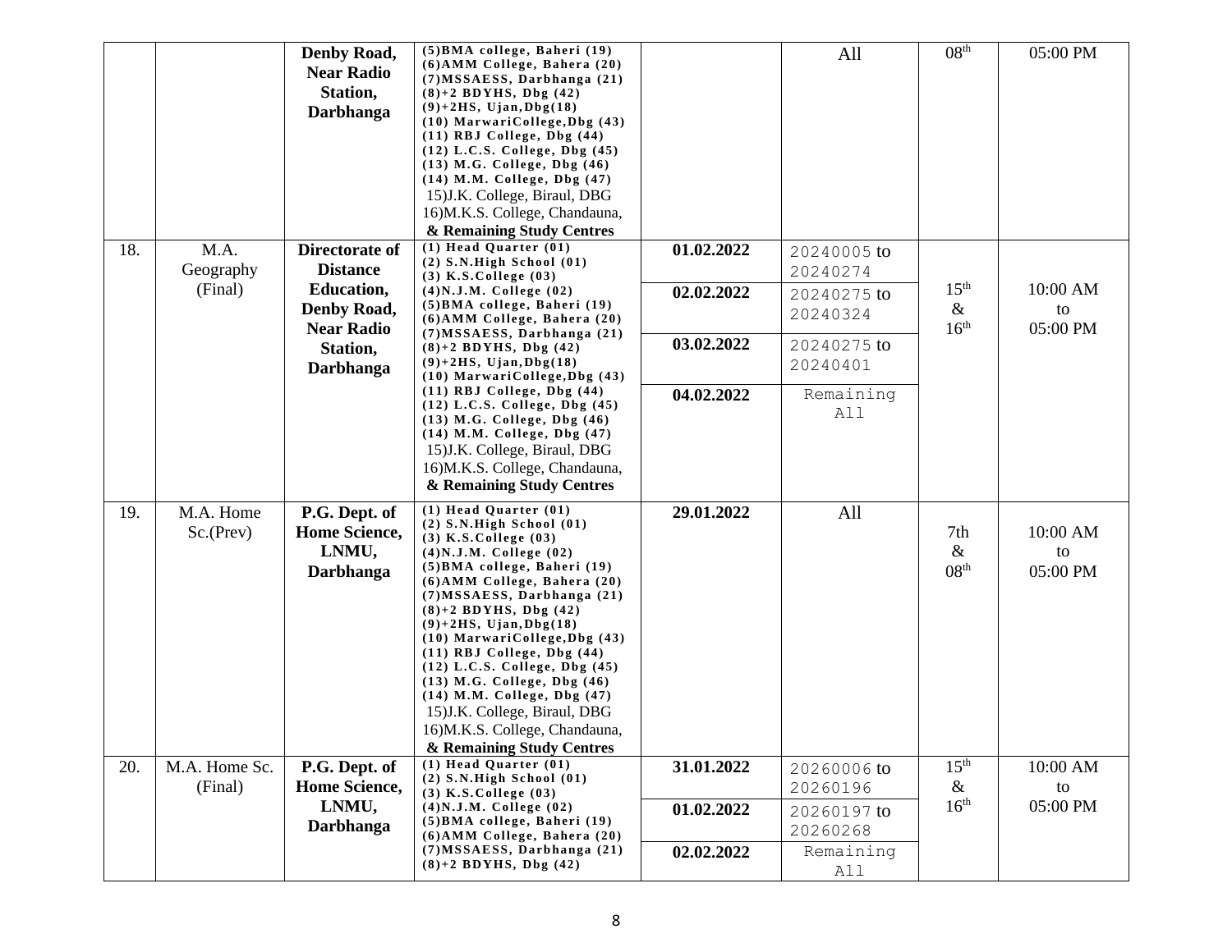| | | Denby Road, Near Radio Station, Darbhanga | (5)BMA college, Baheri (19) (6)AMM College, Bahera (20) (7)MSSAESS, Darbhanga (21) (8)+2 BDYHS, Dbg (42) (9)+2HS, Ujan,Dbg(18) (10) MarwariCollege,Dbg (43) (11) RBJ College, Dbg (44) (12) L.C.S. College, Dbg (45) (13) M.G. College, Dbg (46) (14) M.M. College, Dbg (47) 15)J.K. College, Biraul, DBG 16)M.K.S. College, Chandauna, **& Remaining Study Centres** | | All | 08th | 05:00 PM |
|---|---|---|---|---|---|---|---|
| 18. | M.A. Geography (Final) | **Directorate of Distance Education, Denby Road, Near Radio Station, Darbhanga** | (1) Head Quarter (01) (2) S.N.High School (01) (3) K.S.College (03) (4)N.J.M. College (02) (5)BMA college, Baheri (19) (6)AMM College, Bahera (20) (7)MSSAESS, Darbhanga (21) (8)+2 BDYHS, Dbg (42) (9)+2HS, Ujan,Dbg(18) (10) MarwariCollege,Dbg (43) (11) RBJ College, Dbg (44) (12) L.C.S. College, Dbg (45) (13) M.G. College, Dbg (46) (14) M.M. College, Dbg (47) 15)J.K. College, Biraul, DBG 16)M.K.S. College, Chandauna, **& Remaining Study Centres** | **01.02.2022** | 20240005 to 20240274 | 15th & 16th | 10:00 AM to 05:00 PM |
| | | | | **02.02.2022** | 20240275 to 20240324 | | |
| | | | | **03.02.2022** | 20240275 to 20240401 | | |
| | | | | **04.02.2022** | Remaining All | | |
| 19. | M.A. Home Sc.(Prev) | **P.G. Dept. of Home Science, LNMU, Darbhanga** | (1) Head Quarter (01) (2) S.N.High School (01) (3) K.S.College (03) (4)N.J.M. College (02) (5)BMA college, Baheri (19) (6)AMM College, Bahera (20) (7)MSSAESS, Darbhanga (21) (8)+2 BDYHS, Dbg (42) (9)+2HS, Ujan,Dbg(18) (10) MarwariCollege,Dbg (43) (11) RBJ College, Dbg (44) (12) L.C.S. College, Dbg (45) (13) M.G. College, Dbg (46) (14) M.M. College, Dbg (47) 15)J.K. College, Biraul, DBG 16)M.K.S. College, Chandauna, **& Remaining Study Centres** | **29.01.2022** | All | 7th & 08th | 10:00 AM to 05:00 PM |
| 20. | M.A. Home Sc. (Final) | **P.G. Dept. of Home Science, LNMU, Darbhanga** | (1) Head Quarter (01) (2) S.N.High School (01) (3) K.S.College (03) (4)N.J.M. College (02) (5)BMA college, Baheri (19) (6)AMM College, Bahera (20) (7)MSSAESS, Darbhanga (21) (8)+2 BDYHS, Dbg (42) | **31.01.2022** | 20260006 to 20260196 | 15th & 16th | 10:00 AM to 05:00 PM |
| | | | | **01.02.2022** | 20260197 to 20260268 | | |
| | | | | **02.02.2022** | Remaining All | | |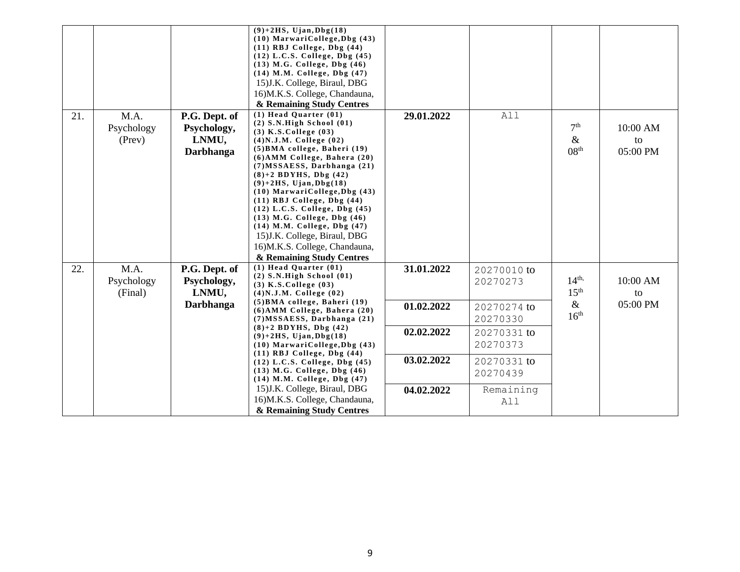| | | | | | | | |
|---|---|---|---|---|---|---|---|
| | | | **(9)+2HS, Ujan,Dbg(18)**<br>**(10) MarwariCollege,Dbg (43)**<br>**(11) RBJ College, Dbg (44)**<br>**(12) L.C.S. College, Dbg (45)**<br>**(13) M.G. College, Dbg (46)**<br>**(14) M.M. College, Dbg (47)**<br>15)J.K. College, Biraul, DBG<br>16)M.K.S. College, Chandauna,<br>**& Remaining Study Centres** | | | | |
| 21. | M.A. Psychology (Prev) | **P.G. Dept. of Psychology, LNMU, Darbhanga** | **(1) Head Quarter (01)**<br>**(2) S.N.High School (01)**<br>**(3) K.S.College (03)**<br>**(4)N.J.M. College (02)**<br>**(5)BMA college, Baheri (19)**<br>**(6)AMM College, Bahera (20)**<br>**(7)MSSAESS, Darbhanga (21)**<br>**(8)+2 BDYHS, Dbg (42)**<br>**(9)+2HS, Ujan,Dbg(18)**<br>**(10) MarwariCollege,Dbg (43)**<br>**(11) RBJ College, Dbg (44)**<br>**(12) L.C.S. College, Dbg (45)**<br>**(13) M.G. College, Dbg (46)**<br>**(14) M.M. College, Dbg (47)**<br>15)J.K. College, Biraul, DBG<br>16)M.K.S. College, Chandauna,<br>**& Remaining Study Centres** | **29.01.2022** | All | 7th & 08th | 10:00 AM to 05:00 PM |
| 22. | M.A. Psychology (Final) | **P.G. Dept. of Psychology, LNMU, Darbhanga** | **(1) Head Quarter (01)**<br>**(2) S.N.High School (01)**<br>**(3) K.S.College (03)**<br>**(4)N.J.M. College (02)**<br>**(5)BMA college, Baheri (19)**<br>**(6)AMM College, Bahera (20)**<br>**(7)MSSAESS, Darbhanga (21)**<br>**(8)+2 BDYHS, Dbg (42)**<br>**(9)+2HS, Ujan,Dbg(18)**<br>**(10) MarwariCollege,Dbg (43)**<br>**(11) RBJ College, Dbg (44)**<br>**(12) L.C.S. College, Dbg (45)**<br>**(13) M.G. College, Dbg (46)**<br>**(14) M.M. College, Dbg (47)**<br>15)J.K. College, Biraul, DBG<br>16)M.K.S. College, Chandauna,<br>**& Remaining Study Centres** | **31.01.2022** | 20270010 to 20270273 | 14th, 15th & 16th | 10:00 AM to 05:00 PM |
| | | | | **01.02.2022** | 20270274 to 20270330 | | |
| | | | | **02.02.2022** | 20270331 to 20270373 | | |
| | | | | **03.02.2022** | 20270331 to 20270439 | | |
| | | | | **04.02.2022** | Remaining All | | |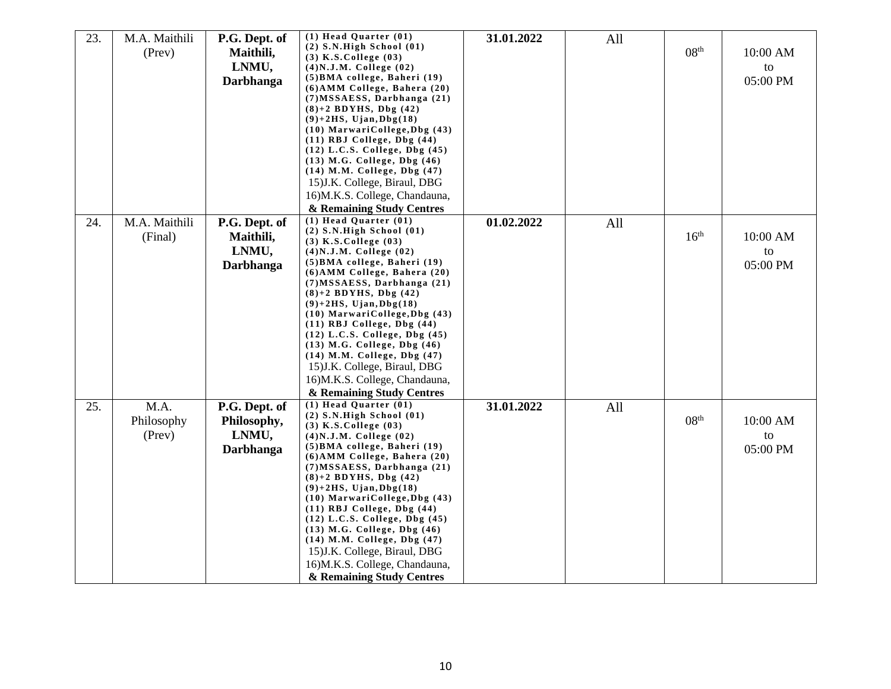| 23. | M.A. Maithili (Prev) | **P.G. Dept. of Maithili, LNMU, Darbhanga** | **(1) Head Quarter (01)** **(2) S.N.High School (01)** **(3) K.S.College (03)** **(4)N.J.M. College (02)** **(5)BMA college, Baheri (19)** **(6)AMM College, Bahera (20)** **(7)MSSAESS, Darbhanga (21)** **(8)+2 BDYHS, Dbg (42)** **(9)+2HS, Ujan,Dbg(18)** **(10) MarwariCollege,Dbg (43)** **(11) RBJ College, Dbg (44)** **(12) L.C.S. College, Dbg (45)** **(13) M.G. College, Dbg (46)** **(14) M.M. College, Dbg (47)** 15)J.K. College, Biraul, DBG 16)M.K.S. College, Chandauna, **& Remaining Study Centres** | **31.01.2022** | All | 08th | 10:00 AM to 05:00 PM |
|---|---|---|---|---|---|---|---|
| 24. | M.A. Maithili (Final) | **P.G. Dept. of Maithili, LNMU, Darbhanga** | **(1) Head Quarter (01)** **(2) S.N.High School (01)** **(3) K.S.College (03)** **(4)N.J.M. College (02)** **(5)BMA college, Baheri (19)** **(6)AMM College, Bahera (20)** **(7)MSSAESS, Darbhanga (21)** **(8)+2 BDYHS, Dbg (42)** **(9)+2HS, Ujan,Dbg(18)** **(10) MarwariCollege,Dbg (43)** **(11) RBJ College, Dbg (44)** **(12) L.C.S. College, Dbg (45)** **(13) M.G. College, Dbg (46)** **(14) M.M. College, Dbg (47)** 15)J.K. College, Biraul, DBG 16)M.K.S. College, Chandauna, **& Remaining Study Centres** | **01.02.2022** | All | 16th | 10:00 AM to 05:00 PM |
| 25. | M.A. Philosophy (Prev) | **P.G. Dept. of Philosophy, LNMU, Darbhanga** | **(1) Head Quarter (01)** **(2) S.N.High School (01)** **(3) K.S.College (03)** **(4)N.J.M. College (02)** **(5)BMA college, Baheri (19)** **(6)AMM College, Bahera (20)** **(7)MSSAESS, Darbhanga (21)** **(8)+2 BDYHS, Dbg (42)** **(9)+2HS, Ujan,Dbg(18)** **(10) MarwariCollege,Dbg (43)** **(11) RBJ College, Dbg (44)** **(12) L.C.S. College, Dbg (45)** **(13) M.G. College, Dbg (46)** **(14) M.M. College, Dbg (47)** 15)J.K. College, Biraul, DBG 16)M.K.S. College, Chandauna, **& Remaining Study Centres** | **31.01.2022** | All | 08th | 10:00 AM to 05:00 PM |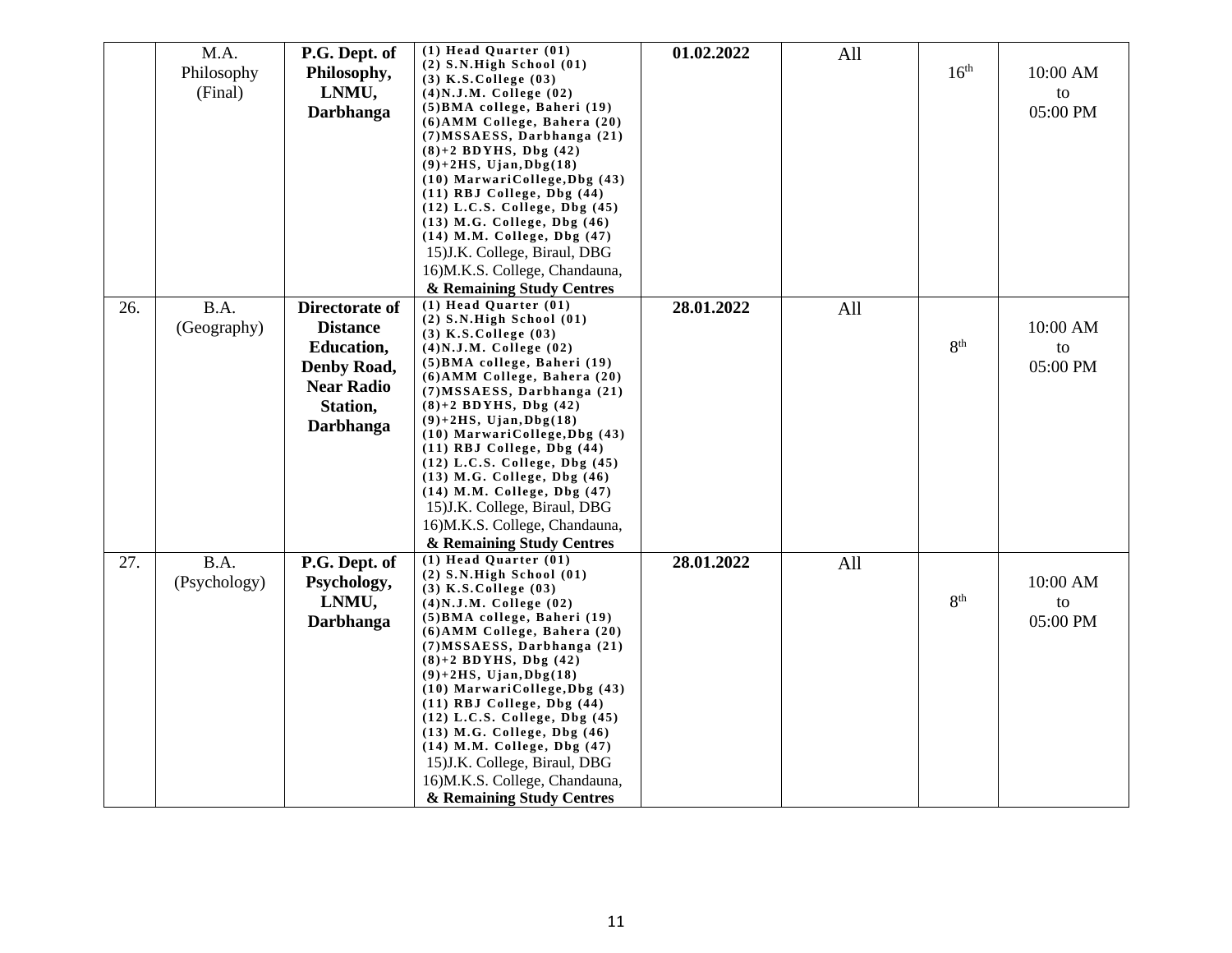| | | | | | | | |
|---|---|---|---|---|---|---|---|
| | M.A. Philosophy (Final) | **P.G. Dept. of Philosophy, LNMU, Darbhanga** | **(1) Head Quarter (01)**<br>**(2) S.N.High School (01)**<br>**(3) K.S.College (03)**<br>**(4)N.J.M. College (02)**<br>**(5)BMA college, Baheri (19)**<br>**(6)AMM College, Bahera (20)**<br>**(7)MSSAESS, Darbhanga (21)**<br>**(8)+2 BDYHS, Dbg (42)**<br>**(9)+2HS, Ujan,Dbg(18)**<br>**(10) MarwariCollege,Dbg (43)**<br>**(11) RBJ College, Dbg (44)**<br>**(12) L.C.S. College, Dbg (45)**<br>**(13) M.G. College, Dbg (46)**<br>**(14) M.M. College, Dbg (47)**<br>15)J.K. College, Biraul, DBG<br>16)M.K.S. College, Chandauna,<br>**& Remaining Study Centres** | **01.02.2022** | All | 16th | 10:00 AM to 05:00 PM |
| 26. | B.A. (Geography) | **Directorate of Distance Education, Denby Road, Near Radio Station, Darbhanga** | **(1) Head Quarter (01)**<br>**(2) S.N.High School (01)**<br>**(3) K.S.College (03)**<br>**(4)N.J.M. College (02)**<br>**(5)BMA college, Baheri (19)**<br>**(6)AMM College, Bahera (20)**<br>**(7)MSSAESS, Darbhanga (21)**<br>**(8)+2 BDYHS, Dbg (42)**<br>**(9)+2HS, Ujan,Dbg(18)**<br>**(10) MarwariCollege,Dbg (43)**<br>**(11) RBJ College, Dbg (44)**<br>**(12) L.C.S. College, Dbg (45)**<br>**(13) M.G. College, Dbg (46)**<br>**(14) M.M. College, Dbg (47)**<br>15)J.K. College, Biraul, DBG<br>16)M.K.S. College, Chandauna,<br>**& Remaining Study Centres** | **28.01.2022** | All | 8th | 10:00 AM to 05:00 PM |
| 27. | B.A. (Psychology) | **P.G. Dept. of Psychology, LNMU, Darbhanga** | **(1) Head Quarter (01)**<br>**(2) S.N.High School (01)**<br>**(3) K.S.College (03)**<br>**(4)N.J.M. College (02)**<br>**(5)BMA college, Baheri (19)**<br>**(6)AMM College, Bahera (20)**<br>**(7)MSSAESS, Darbhanga (21)**<br>**(8)+2 BDYHS, Dbg (42)**<br>**(9)+2HS, Ujan,Dbg(18)**<br>**(10) MarwariCollege,Dbg (43)**<br>**(11) RBJ College, Dbg (44)**<br>**(12) L.C.S. College, Dbg (45)**<br>**(13) M.G. College, Dbg (46)**<br>**(14) M.M. College, Dbg (47)**<br>15)J.K. College, Biraul, DBG<br>16)M.K.S. College, Chandauna,<br>**& Remaining Study Centres** | **28.01.2022** | All | 8th | 10:00 AM to 05:00 PM |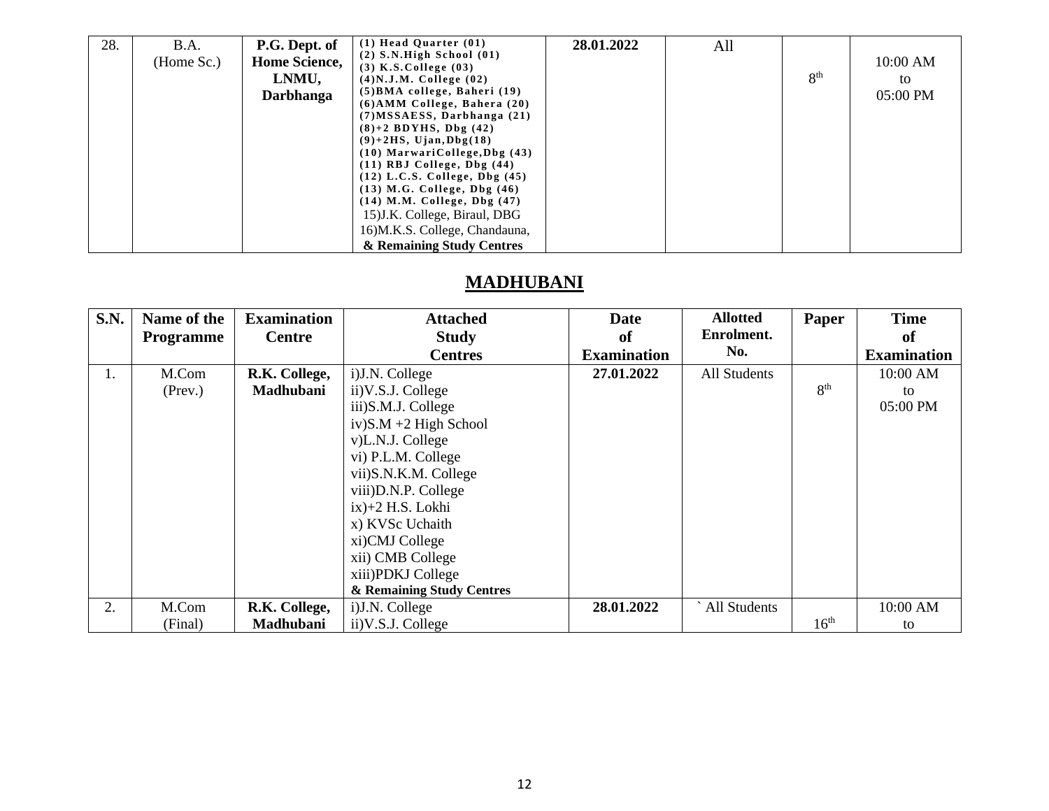| 28. | B.A. (Home Sc.) | **P.G. Dept. of Home Science, LNMU, Darbhanga** | **(1) Head Quarter (01) (2) S.N.High School (01) (3) K.S.College (03) (4)N.J.M. College (02) (5)BMA college, Baheri (19) (6)AMM College, Bahera (20) (7)MSSAESS, Darbhanga (21) (8)+2 BDYHS, Dbg (42) (9)+2HS, Ujan,Dbg(18) (10) MarwariCollege,Dbg (43) (11) RBJ College, Dbg (44) (12) L.C.S. College, Dbg (45) (13) M.G. College, Dbg (46) (14) M.M. College, Dbg (47)** 15)J.K. College, Biraul, DBG 16)M.K.S. College, Chandauna, **& Remaining Study Centres** | **28.01.2022** | All | 8th | 10:00 AM to 05:00 PM |
|---|---|---|---|---|---|---|---|

## MADHUBANI

| S.N. | Name of the Programme | Examination Centre | Attached Study Centres | Date of Examination | Allotted Enrolment. No. | Paper | Time of Examination |
|---|---|---|---|---|---|---|---|
| 1. | M.Com (Prev.) | **R.K. College, Madhubani** | i)J.N. College ii)V.S.J. College iii)S.M.J. College iv)S.M +2 High School v)L.N.J. College vi) P.L.M. College vii)S.N.K.M. College viii)D.N.P. College ix)+2 H.S. Lokhi x) KVSc Uchaith xi)CMJ College xii) CMB College xiii)PDKJ College **& Remaining Study Centres** | **27.01.2022** | All Students | 8th | 10:00 AM to 05:00 PM |
| 2. | M.Com (Final) | **R.K. College, Madhubani** | i)J.N. College ii)V.S.J. College | **28.01.2022** | ` All Students | 16th | 10:00 AM to |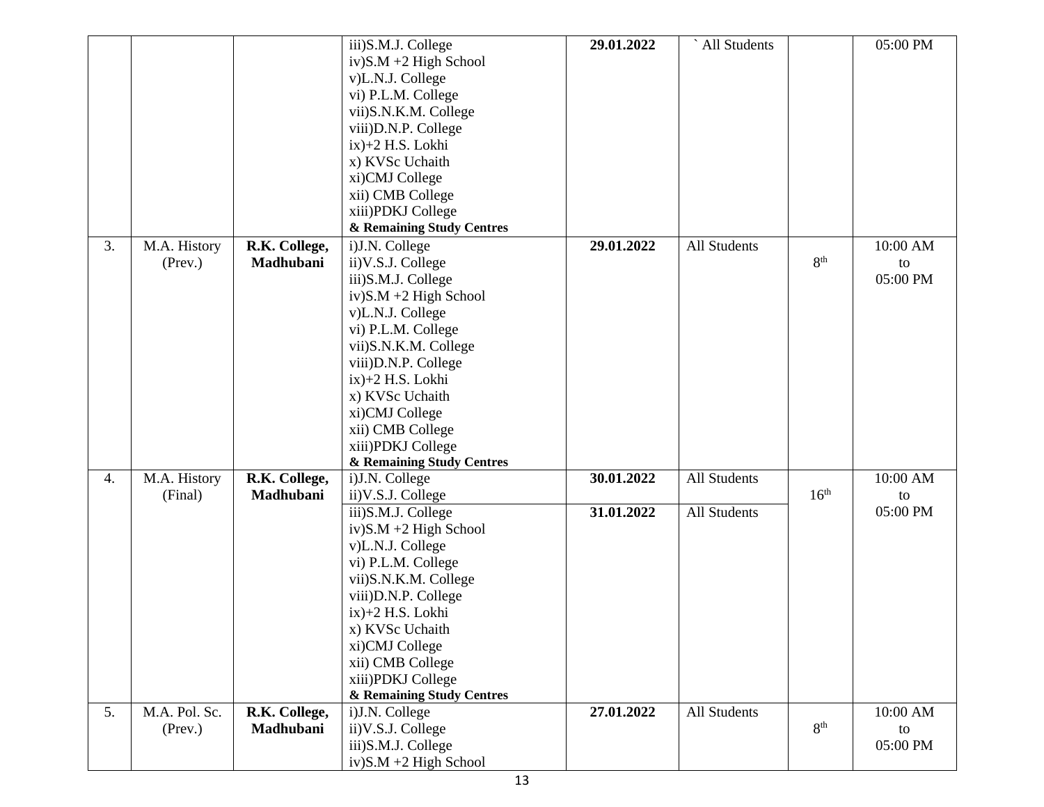|  |  |  |  |  |  |  |  |
|---|---|---|---|---|---|---|---|
|  |  |  | iii)S.M.J. College<br>iv)S.M +2 High School<br>v)L.N.J. College<br>vi) P.L.M. College<br>vii)S.N.K.M. College<br>viii)D.N.P. College<br>ix)+2 H.S. Lokhi<br>x) KVSc Uchaith<br>xi)CMJ College<br>xii) CMB College<br>xiii)PDKJ College<br>**& Remaining Study Centres** | **29.01.2022** | ` All Students |  | 05:00 PM |
| 3. | M.A. History (Prev.) | **R.K. College, Madhubani** | i)J.N. College<br>ii)V.S.J. College<br>iii)S.M.J. College<br>iv)S.M +2 High School<br>v)L.N.J. College<br>vi) P.L.M. College<br>vii)S.N.K.M. College<br>viii)D.N.P. College<br>ix)+2 H.S. Lokhi<br>x) KVSc Uchaith<br>xi)CMJ College<br>xii) CMB College<br>xiii)PDKJ College<br>**& Remaining Study Centres** | **29.01.2022** | All Students | 8th | 10:00 AM to 05:00 PM |
| 4. | M.A. History (Final) | **R.K. College, Madhubani** | i)J.N. College<br>ii)V.S.J. College | **30.01.2022** | All Students | 16th | 10:00 AM to 05:00 PM |
|  |  |  | iii)S.M.J. College<br>iv)S.M +2 High School<br>v)L.N.J. College<br>vi) P.L.M. College<br>vii)S.N.K.M. College<br>viii)D.N.P. College<br>ix)+2 H.S. Lokhi<br>x) KVSc Uchaith<br>xi)CMJ College<br>xii) CMB College<br>xiii)PDKJ College<br>**& Remaining Study Centres** | **31.01.2022** | All Students |  |  |
| 5. | M.A. Pol. Sc. (Prev.) | **R.K. College, Madhubani** | i)J.N. College<br>ii)V.S.J. College<br>iii)S.M.J. College<br>iv)S.M +2 High School | **27.01.2022** | All Students | 8th | 10:00 AM to 05:00 PM |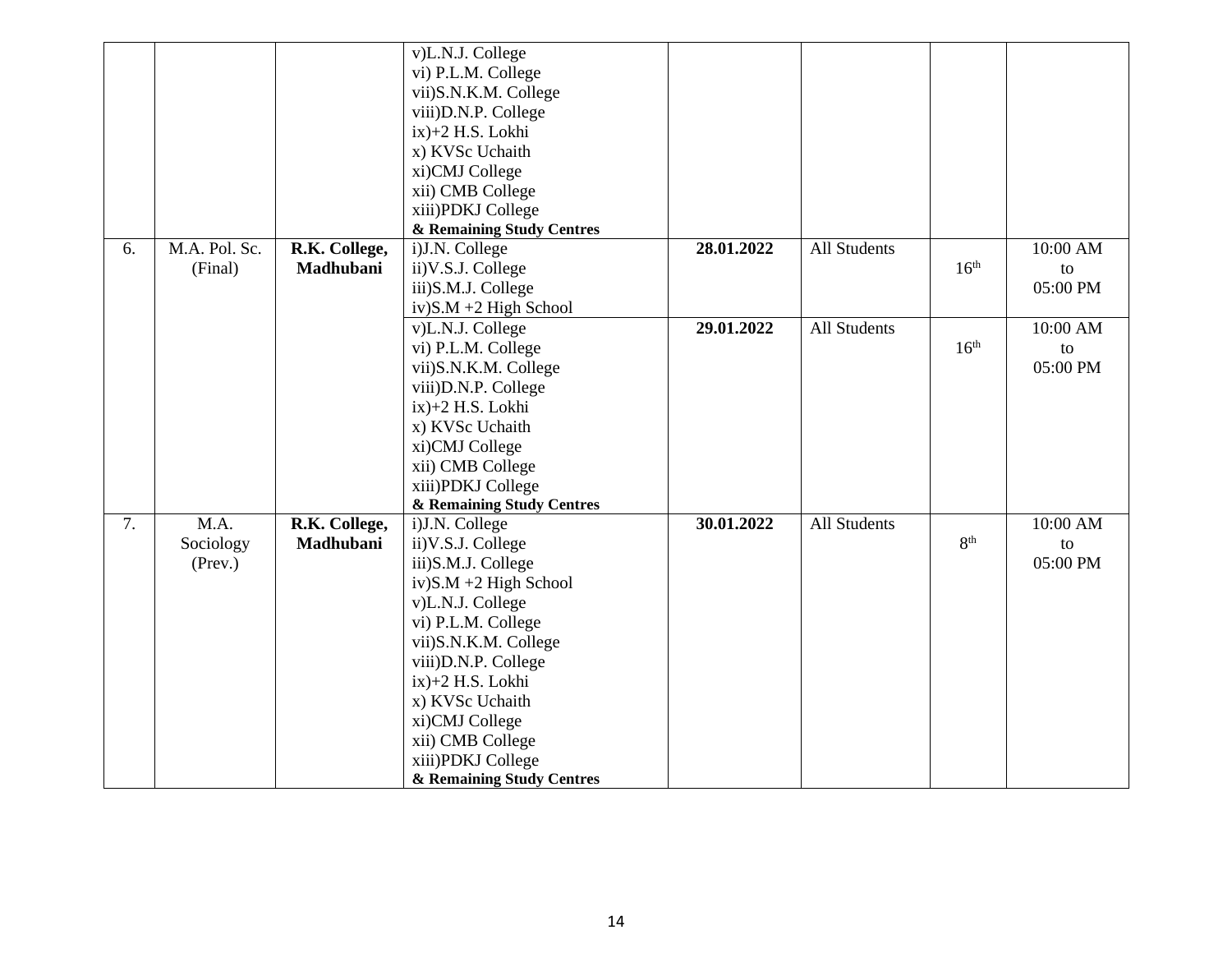| | | | | | | | |
|---|---|---|---|---|---|---|---|
| | | | v)L.N.J. College<br>vi) P.L.M. College<br>vii)S.N.K.M. College<br>viii)D.N.P. College<br>ix)+2 H.S. Lokhi<br>x) KVSc Uchaith<br>xi)CMJ College<br>xii) CMB College<br>xiii)PDKJ College<br>**& Remaining Study Centres** | | | | |
| 6. | M.A. Pol. Sc. (Final) | **R.K. College, Madhubani** | i)J.N. College<br>ii)V.S.J. College<br>iii)S.M.J. College<br>iv)S.M +2 High School | **28.01.2022** | All Students | 16th | 10:00 AM to 05:00 PM |
| | | | v)L.N.J. College<br>vi) P.L.M. College<br>vii)S.N.K.M. College<br>viii)D.N.P. College<br>ix)+2 H.S. Lokhi<br>x) KVSc Uchaith<br>xi)CMJ College<br>xii) CMB College<br>xiii)PDKJ College<br>**& Remaining Study Centres** | **29.01.2022** | All Students | 16th | 10:00 AM to 05:00 PM |
| 7. | M.A. Sociology (Prev.) | **R.K. College, Madhubani** | i)J.N. College<br>ii)V.S.J. College<br>iii)S.M.J. College<br>iv)S.M +2 High School<br>v)L.N.J. College<br>vi) P.L.M. College<br>vii)S.N.K.M. College<br>viii)D.N.P. College<br>ix)+2 H.S. Lokhi<br>x) KVSc Uchaith<br>xi)CMJ College<br>xii) CMB College<br>xiii)PDKJ College<br>**& Remaining Study Centres** | **30.01.2022** | All Students | 8th | 10:00 AM to 05:00 PM |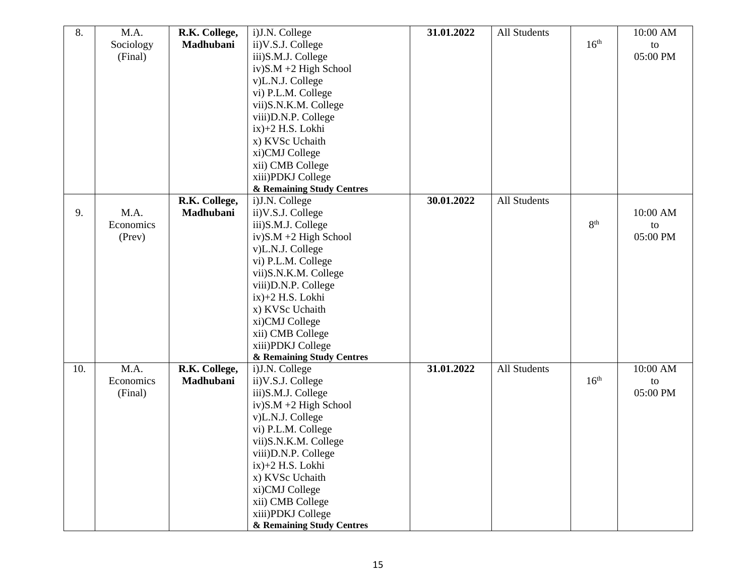| 8. | M.A. Sociology (Final) | **R.K. College, Madhubani** | i)J.N. College<br>ii)V.S.J. College<br>iii)S.M.J. College<br>iv)S.M +2 High School<br>v)L.N.J. College<br>vi) P.L.M. College<br>vii)S.N.K.M. College<br>viii)D.N.P. College<br>ix)+2 H.S. Lokhi<br>x) KVSc Uchaith<br>xi)CMJ College<br>xii) CMB College<br>xiii)PDKJ College<br>**& Remaining Study Centres** | **31.01.2022** | All Students | 16th | 10:00 AM to 05:00 PM |
|---|---|---|---|---|---|---|---|
| 9. | M.A. Economics (Prev) | **R.K. College, Madhubani** | i)J.N. College<br>ii)V.S.J. College<br>iii)S.M.J. College<br>iv)S.M +2 High School<br>v)L.N.J. College<br>vi) P.L.M. College<br>vii)S.N.K.M. College<br>viii)D.N.P. College<br>ix)+2 H.S. Lokhi<br>x) KVSc Uchaith<br>xi)CMJ College<br>xii) CMB College<br>xiii)PDKJ College<br>**& Remaining Study Centres** | **30.01.2022** | All Students | 8th | 10:00 AM to 05:00 PM |
| 10. | M.A. Economics (Final) | **R.K. College, Madhubani** | i)J.N. College<br>ii)V.S.J. College<br>iii)S.M.J. College<br>iv)S.M +2 High School<br>v)L.N.J. College<br>vi) P.L.M. College<br>vii)S.N.K.M. College<br>viii)D.N.P. College<br>ix)+2 H.S. Lokhi<br>x) KVSc Uchaith<br>xi)CMJ College<br>xii) CMB College<br>xiii)PDKJ College<br>**& Remaining Study Centres** | **31.01.2022** | All Students | 16th | 10:00 AM to 05:00 PM |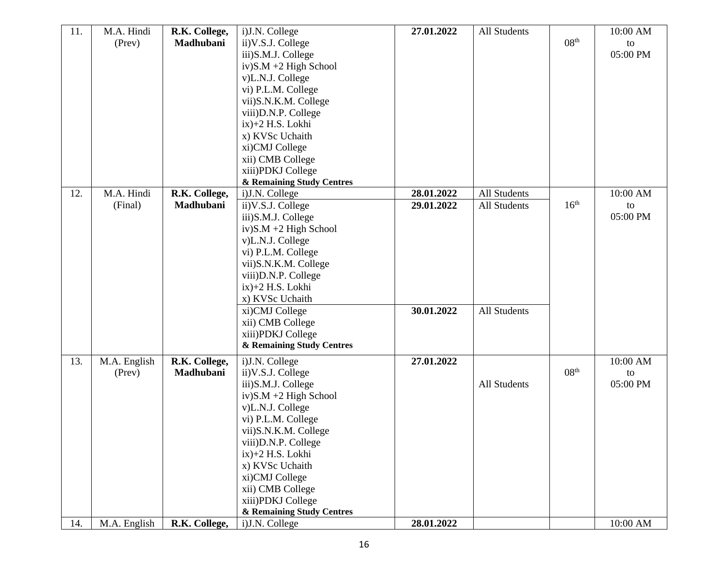| 11. | M.A. Hindi (Prev) | **R.K. College, Madhubani** | i)J.N. College<br>ii)V.S.J. College<br>iii)S.M.J. College<br>iv)S.M +2 High School<br>v)L.N.J. College<br>vi) P.L.M. College<br>vii)S.N.K.M. College<br>viii)D.N.P. College<br>ix)+2 H.S. Lokhi<br>x) KVSc Uchaith<br>xi)CMJ College<br>xii) CMB College<br>xiii)PDKJ College<br>**& Remaining Study Centres** | **27.01.2022** | All Students | 08th | 10:00 AM to 05:00 PM |
|---|---|---|---|---|---|---|---|
| 12. | M.A. Hindi (Final) | **R.K. College, Madhubani** | i)J.N. College | **28.01.2022** | All Students | 16th | 10:00 AM to 05:00 PM |
| | | | ii)V.S.J. College<br>iii)S.M.J. College<br>iv)S.M +2 High School<br>v)L.N.J. College<br>vi) P.L.M. College<br>vii)S.N.K.M. College<br>viii)D.N.P. College<br>ix)+2 H.S. Lokhi<br>x) KVSc Uchaith | **29.01.2022** | All Students | | |
| | | | xi)CMJ College<br>xii) CMB College<br>xiii)PDKJ College<br>**& Remaining Study Centres** | **30.01.2022** | All Students | | |
| 13. | M.A. English (Prev) | **R.K. College, Madhubani** | i)J.N. College<br>ii)V.S.J. College<br>iii)S.M.J. College<br>iv)S.M +2 High School<br>v)L.N.J. College<br>vi) P.L.M. College<br>vii)S.N.K.M. College<br>viii)D.N.P. College<br>ix)+2 H.S. Lokhi<br>x) KVSc Uchaith<br>xi)CMJ College<br>xii) CMB College<br>xiii)PDKJ College<br>**& Remaining Study Centres** | **27.01.2022** | All Students | 08th | 10:00 AM to 05:00 PM |
| 14. | M.A. English | **R.K. College,** | i)J.N. College | **28.01.2022** | | | 10:00 AM |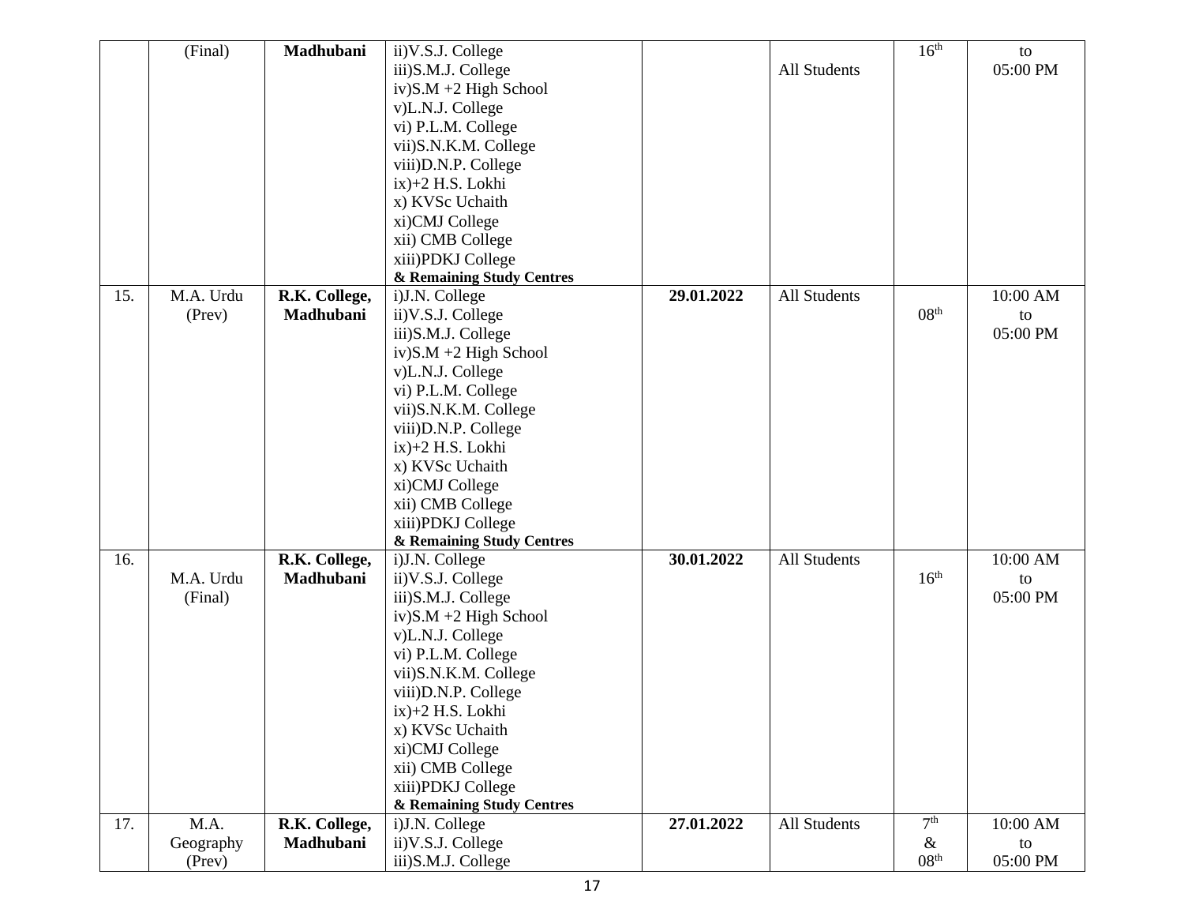| | (Final) | Madhubani | ii)V.S.J. College<br>iii)S.M.J. College<br>iv)S.M +2 High School<br>v)L.N.J. College<br>vi) P.L.M. College<br>vii)S.N.K.M. College<br>viii)D.N.P. College<br>ix)+2 H.S. Lokhi<br>x) KVSc Uchaith<br>xi)CMJ College<br>xii) CMB College<br>xiii)PDKJ College<br>**& Remaining Study Centres** | | All Students | 16th | to<br>05:00 PM |
|---|---|---|---|---|---|---|---|
| 15. | M.A. Urdu (Prev) | **R.K. College, Madhubani** | i)J.N. College<br>ii)V.S.J. College<br>iii)S.M.J. College<br>iv)S.M +2 High School<br>v)L.N.J. College<br>vi) P.L.M. College<br>vii)S.N.K.M. College<br>viii)D.N.P. College<br>ix)+2 H.S. Lokhi<br>x) KVSc Uchaith<br>xi)CMJ College<br>xii) CMB College<br>xiii)PDKJ College<br>**& Remaining Study Centres** | **29.01.2022** | All Students | 08th | 10:00 AM<br>to<br>05:00 PM |
| 16. | M.A. Urdu (Final) | **R.K. College, Madhubani** | i)J.N. College<br>ii)V.S.J. College<br>iii)S.M.J. College<br>iv)S.M +2 High School<br>v)L.N.J. College<br>vi) P.L.M. College<br>vii)S.N.K.M. College<br>viii)D.N.P. College<br>ix)+2 H.S. Lokhi<br>x) KVSc Uchaith<br>xi)CMJ College<br>xii) CMB College<br>xiii)PDKJ College<br>**& Remaining Study Centres** | **30.01.2022** | All Students | 16th | 10:00 AM<br>to<br>05:00 PM |
| 17. | M.A. Geography (Prev) | **R.K. College, Madhubani** | i)J.N. College<br>ii)V.S.J. College<br>iii)S.M.J. College | **27.01.2022** | All Students | 7th<br>&<br>08th | 10:00 AM<br>to<br>05:00 PM |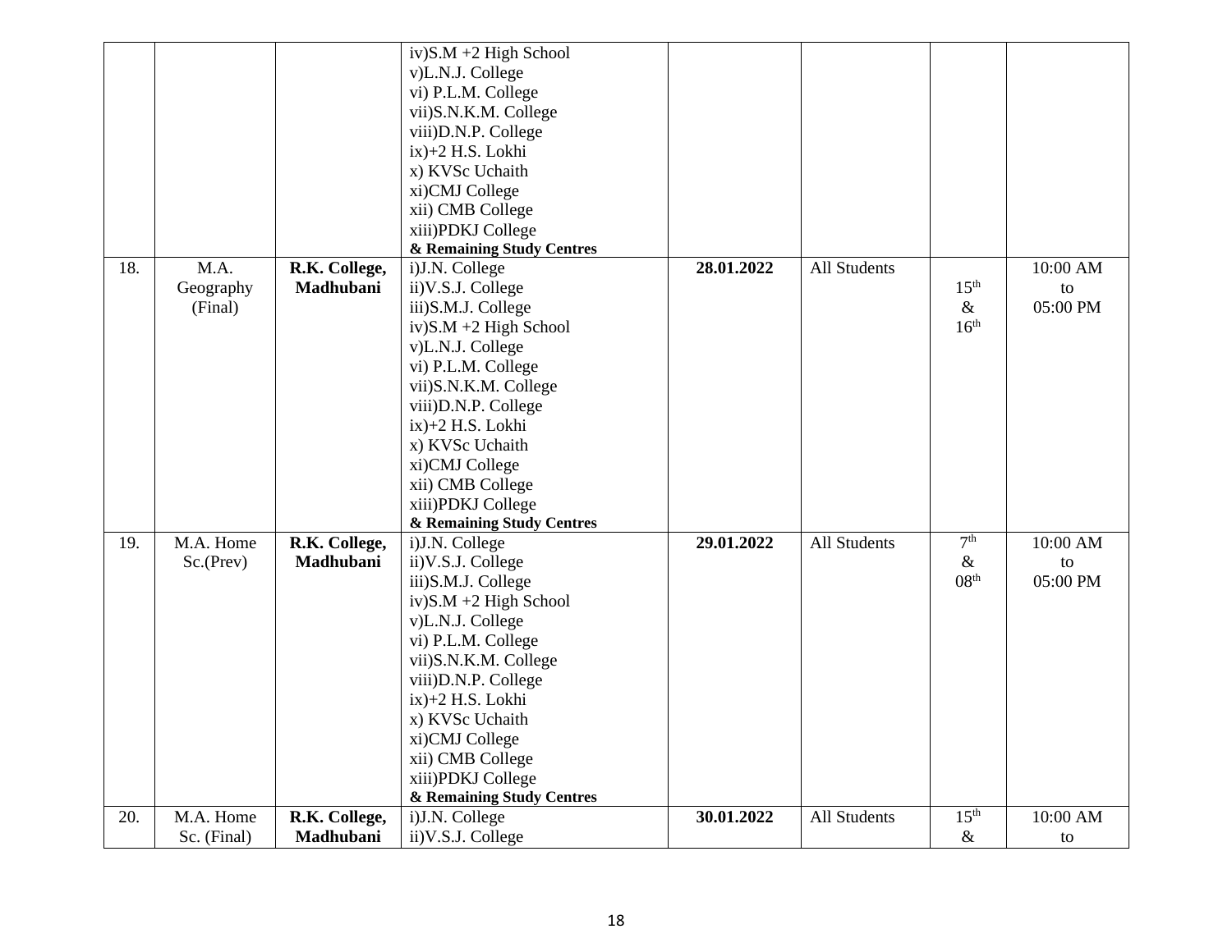| | | | | | | | |
|---|---|---|---|---|---|---|---|
| | | | iv)S.M +2 High School<br>v)L.N.J. College<br>vi) P.L.M. College<br>vii)S.N.K.M. College<br>viii)D.N.P. College<br>ix)+2 H.S. Lokhi<br>x) KVSc Uchaith<br>xi)CMJ College<br>xii) CMB College<br>xiii)PDKJ College<br>**& Remaining Study Centres** | | | | |
| 18. | M.A. Geography (Final) | **R.K. College, Madhubani** | i)J.N. College<br>ii)V.S.J. College<br>iii)S.M.J. College<br>iv)S.M +2 High School<br>v)L.N.J. College<br>vi) P.L.M. College<br>vii)S.N.K.M. College<br>viii)D.N.P. College<br>ix)+2 H.S. Lokhi<br>x) KVSc Uchaith<br>xi)CMJ College<br>xii) CMB College<br>xiii)PDKJ College<br>**& Remaining Study Centres** | **28.01.2022** | All Students | 15th & 16th | 10:00 AM to 05:00 PM |
| 19. | M.A. Home Sc.(Prev) | **R.K. College, Madhubani** | i)J.N. College<br>ii)V.S.J. College<br>iii)S.M.J. College<br>iv)S.M +2 High School<br>v)L.N.J. College<br>vi) P.L.M. College<br>vii)S.N.K.M. College<br>viii)D.N.P. College<br>ix)+2 H.S. Lokhi<br>x) KVSc Uchaith<br>xi)CMJ College<br>xii) CMB College<br>xiii)PDKJ College<br>**& Remaining Study Centres** | **29.01.2022** | All Students | 7th & 08th | 10:00 AM to 05:00 PM |
| 20. | M.A. Home Sc. (Final) | **R.K. College, Madhubani** | i)J.N. College<br>ii)V.S.J. College | **30.01.2022** | All Students | 15th & | 10:00 AM to |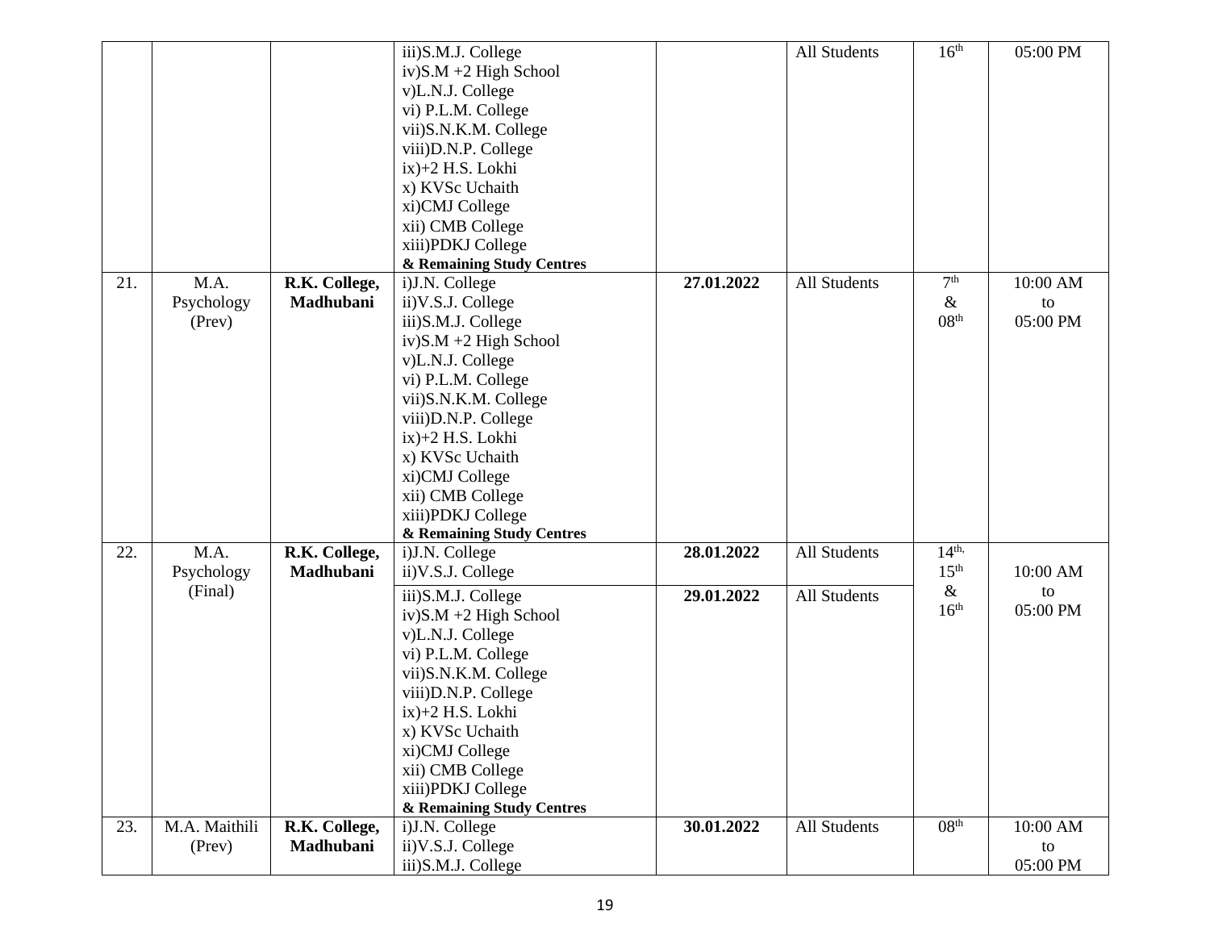| | | | | | | | |
|---|---|---|---|---|---|---|---|
| | | | iii)S.M.J. College<br>iv)S.M +2 High School<br>v)L.N.J. College<br>vi) P.L.M. College<br>vii)S.N.K.M. College<br>viii)D.N.P. College<br>ix)+2 H.S. Lokhi<br>x) KVSc Uchaith<br>xi)CMJ College<br>xii) CMB College<br>xiii)PDKJ College<br>**& Remaining Study Centres** | | All Students | 16th | 05:00 PM |
| 21. | M.A. Psychology (Prev) | **R.K. College, Madhubani** | i)J.N. College<br>ii)V.S.J. College<br>iii)S.M.J. College<br>iv)S.M +2 High School<br>v)L.N.J. College<br>vi) P.L.M. College<br>vii)S.N.K.M. College<br>viii)D.N.P. College<br>ix)+2 H.S. Lokhi<br>x) KVSc Uchaith<br>xi)CMJ College<br>xii) CMB College<br>xiii)PDKJ College<br>**& Remaining Study Centres** | **27.01.2022** | All Students | 7th & 08th | 10:00 AM to 05:00 PM |
| 22. | M.A. Psychology (Final) | **R.K. College, Madhubani** | i)J.N. College<br>ii)V.S.J. College | **28.01.2022** | All Students | 14th, 15th & 16th | 10:00 AM to 05:00 PM |
| | | | iii)S.M.J. College<br>iv)S.M +2 High School<br>v)L.N.J. College<br>vi) P.L.M. College<br>vii)S.N.K.M. College<br>viii)D.N.P. College<br>ix)+2 H.S. Lokhi<br>x) KVSc Uchaith<br>xi)CMJ College<br>xii) CMB College<br>xiii)PDKJ College<br>**& Remaining Study Centres** | **29.01.2022** | All Students | | |
| 23. | M.A. Maithili (Prev) | **R.K. College, Madhubani** | i)J.N. College<br>ii)V.S.J. College<br>iii)S.M.J. College | **30.01.2022** | All Students | 08th | 10:00 AM to 05:00 PM |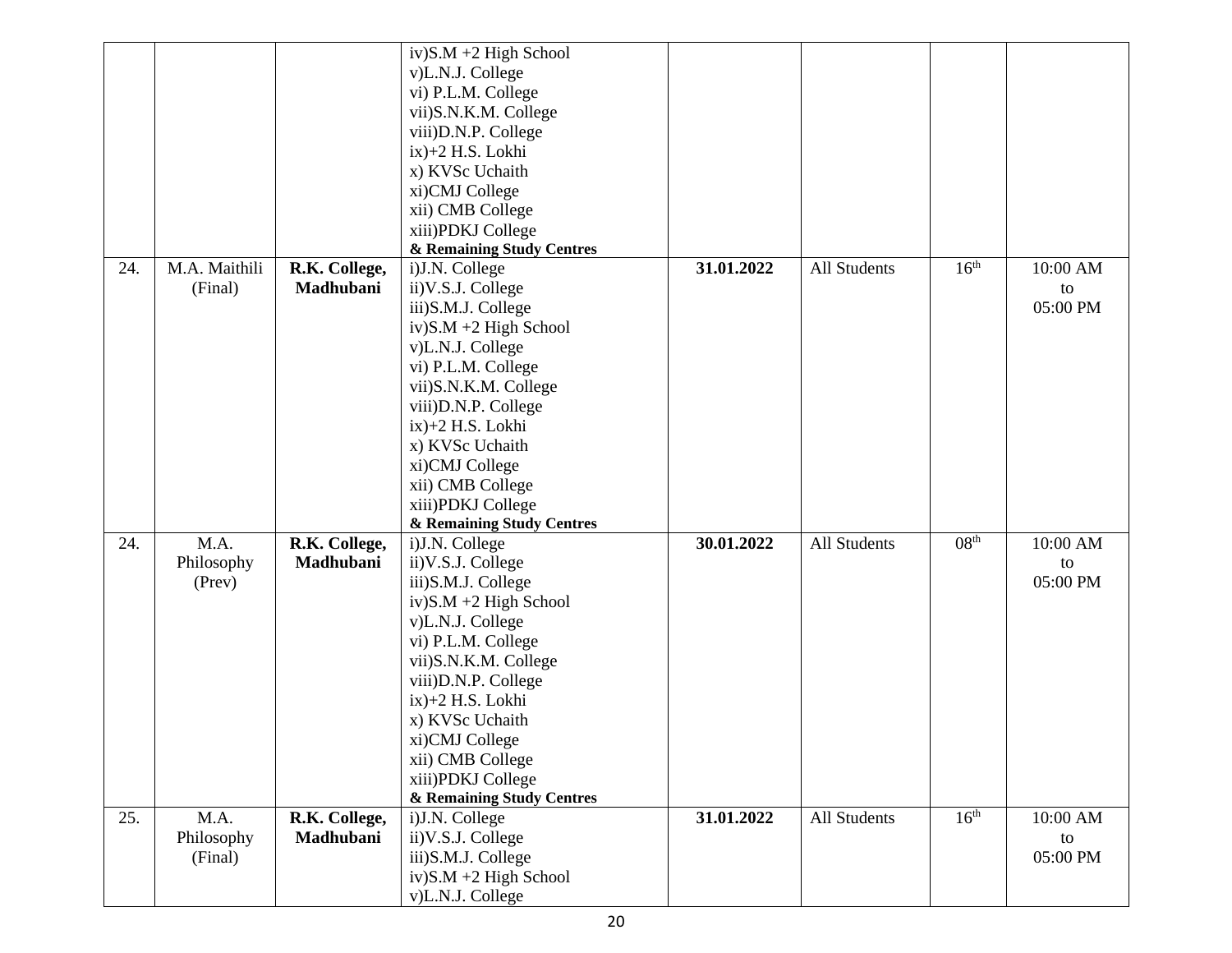| | | | | | | | |
|---|---|---|---|---|---|---|---|
| | | | iv)S.M +2 High School<br>v)L.N.J. College<br>vi) P.L.M. College<br>vii)S.N.K.M. College<br>viii)D.N.P. College<br>ix)+2 H.S. Lokhi<br>x) KVSc Uchaith<br>xi)CMJ College<br>xii) CMB College<br>xiii)PDKJ College<br>**& Remaining Study Centres** | | | | |
| 24. | M.A. Maithili (Final) | **R.K. College, Madhubani** | i)J.N. College<br>ii)V.S.J. College<br>iii)S.M.J. College<br>iv)S.M +2 High School<br>v)L.N.J. College<br>vi) P.L.M. College<br>vii)S.N.K.M. College<br>viii)D.N.P. College<br>ix)+2 H.S. Lokhi<br>x) KVSc Uchaith<br>xi)CMJ College<br>xii) CMB College<br>xiii)PDKJ College<br>**& Remaining Study Centres** | **31.01.2022** | All Students | 16th | 10:00 AM to 05:00 PM |
| 24. | M.A. Philosophy (Prev) | **R.K. College, Madhubani** | i)J.N. College<br>ii)V.S.J. College<br>iii)S.M.J. College<br>iv)S.M +2 High School<br>v)L.N.J. College<br>vi) P.L.M. College<br>vii)S.N.K.M. College<br>viii)D.N.P. College<br>ix)+2 H.S. Lokhi<br>x) KVSc Uchaith<br>xi)CMJ College<br>xii) CMB College<br>xiii)PDKJ College<br>**& Remaining Study Centres** | **30.01.2022** | All Students | 08th | 10:00 AM to 05:00 PM |
| 25. | M.A. Philosophy (Final) | **R.K. College, Madhubani** | i)J.N. College<br>ii)V.S.J. College<br>iii)S.M.J. College<br>iv)S.M +2 High School<br>v)L.N.J. College | **31.01.2022** | All Students | 16th | 10:00 AM to 05:00 PM |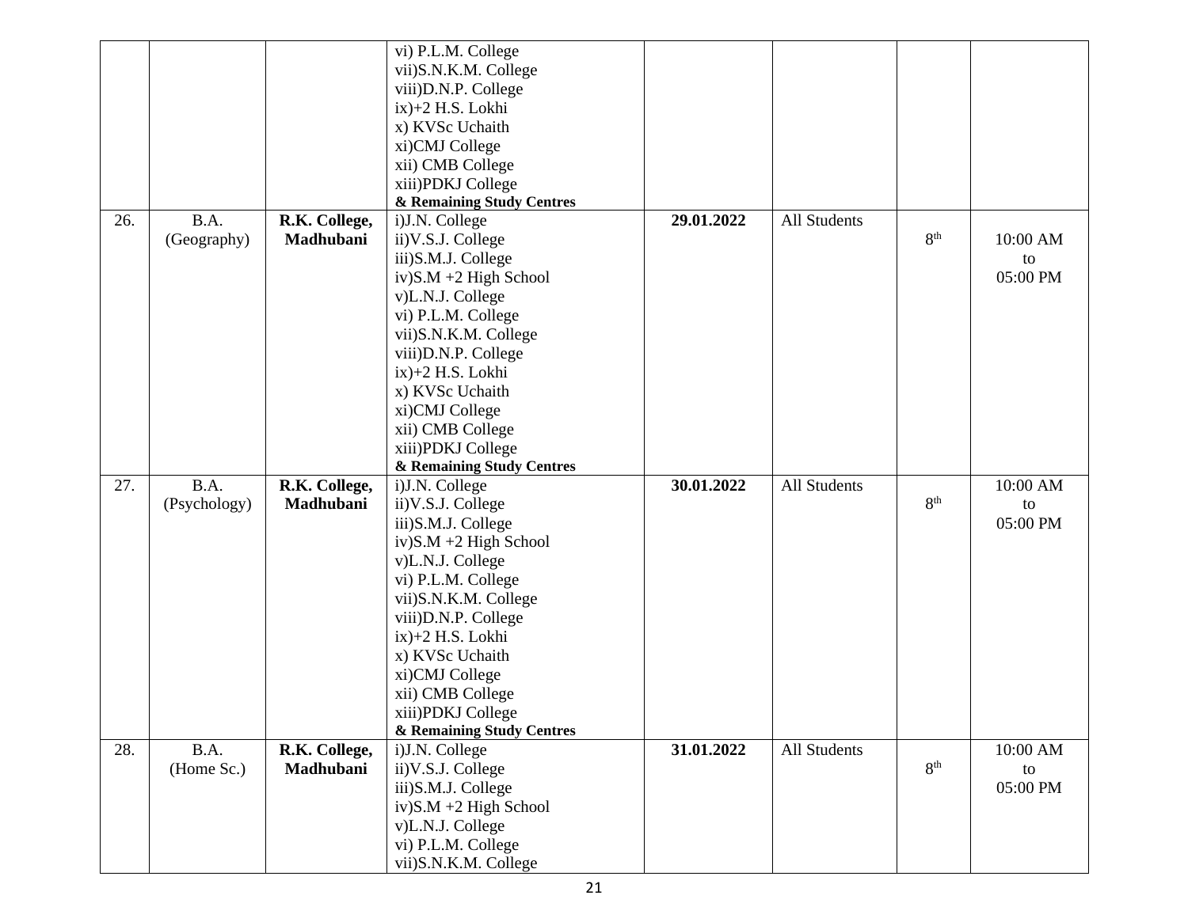| | | | vi) P.L.M. College<br>vii)S.N.K.M. College<br>viii)D.N.P. College<br>ix)+2 H.S. Lokhi<br>x) KVSc Uchaith<br>xi)CMJ College<br>xii) CMB College<br>xiii)PDKJ College<br>**& Remaining Study Centres** | | | | |
|---|---|---|---|---|---|---|---|
| 26. | B.A.<br>(Geography) | **R.K. College, Madhubani** | i)J.N. College<br>ii)V.S.J. College<br>iii)S.M.J. College<br>iv)S.M +2 High School<br>v)L.N.J. College<br>vi) P.L.M. College<br>vii)S.N.K.M. College<br>viii)D.N.P. College<br>ix)+2 H.S. Lokhi<br>x) KVSc Uchaith<br>xi)CMJ College<br>xii) CMB College<br>xiii)PDKJ College<br>**& Remaining Study Centres** | **29.01.2022** | All Students | 8th | 10:00 AM<br>to<br>05:00 PM |
| 27. | B.A.<br>(Psychology) | **R.K. College, Madhubani** | i)J.N. College<br>ii)V.S.J. College<br>iii)S.M.J. College<br>iv)S.M +2 High School<br>v)L.N.J. College<br>vi) P.L.M. College<br>vii)S.N.K.M. College<br>viii)D.N.P. College<br>ix)+2 H.S. Lokhi<br>x) KVSc Uchaith<br>xi)CMJ College<br>xii) CMB College<br>xiii)PDKJ College<br>**& Remaining Study Centres** | **30.01.2022** | All Students | 8th | 10:00 AM<br>to<br>05:00 PM |
| 28. | B.A.<br>(Home Sc.) | **R.K. College, Madhubani** | i)J.N. College<br>ii)V.S.J. College<br>iii)S.M.J. College<br>iv)S.M +2 High School<br>v)L.N.J. College<br>vi) P.L.M. College<br>vii)S.N.K.M. College | **31.01.2022** | All Students | 8th | 10:00 AM<br>to<br>05:00 PM |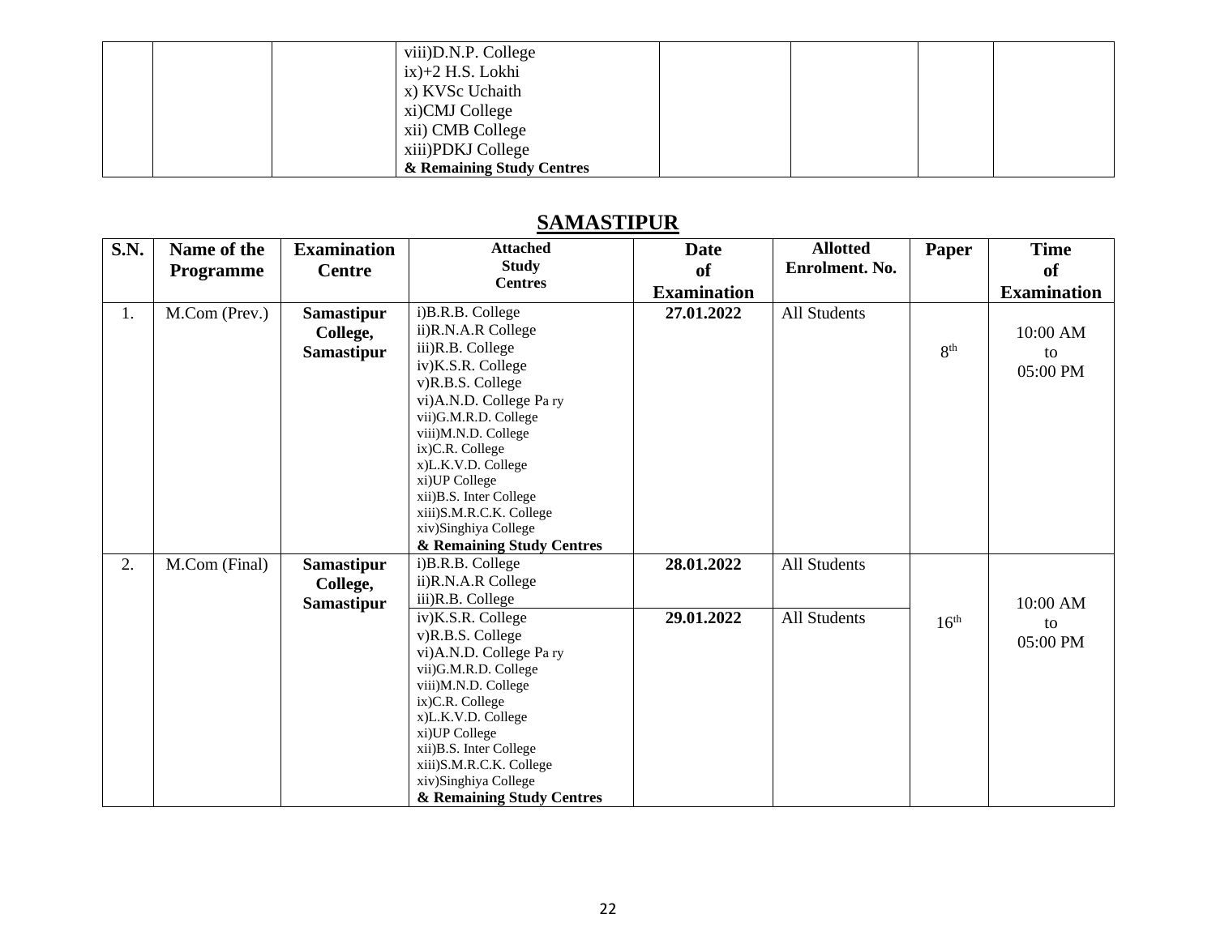| | | | viii)D.N.P. College<br>ix)+2 H.S. Lokhi<br>x) KVSc Uchaith<br>xi)CMJ College<br>xii) CMB College<br>xiii)PDKJ College<br>**& Remaining Study Centres** | | | | |
|---|---|---|---|---|---|---|---|

## SAMASTIPUR

| S.N. | Name of the Programme | Examination Centre | Attached Study Centres | Date of Examination | Allotted Enrolment. No. | Paper | Time of Examination |
|---|---|---|---|---|---|---|---|
| 1. | M.Com (Prev.) | **Samastipur College, Samastipur** | i)B.R.B. College<br>ii)R.N.A.R College<br>iii)R.B. College<br>iv)K.S.R. College<br>v)R.B.S. College<br>vi)A.N.D. College Pa ry<br>vii)G.M.R.D. College<br>viii)M.N.D. College<br>ix)C.R. College<br>x)L.K.V.D. College<br>xi)UP College<br>xii)B.S. Inter College<br>xiii)S.M.R.C.K. College<br>xiv)Singhiya College<br>**& Remaining Study Centres** | **27.01.2022** | All Students | 8th | 10:00 AM to 05:00 PM |
| 2. | M.Com (Final) | **Samastipur College, Samastipur** | i)B.R.B. College<br>ii)R.N.A.R College<br>iii)R.B. College | **28.01.2022** | All Students | 16th | 10:00 AM to 05:00 PM |
| | | | iv)K.S.R. College<br>v)R.B.S. College<br>vi)A.N.D. College Pa ry<br>vii)G.M.R.D. College<br>viii)M.N.D. College<br>ix)C.R. College<br>x)L.K.V.D. College<br>xi)UP College<br>xii)B.S. Inter College<br>xiii)S.M.R.C.K. College<br>xiv)Singhiya College<br>**& Remaining Study Centres** | **29.01.2022** | All Students | | |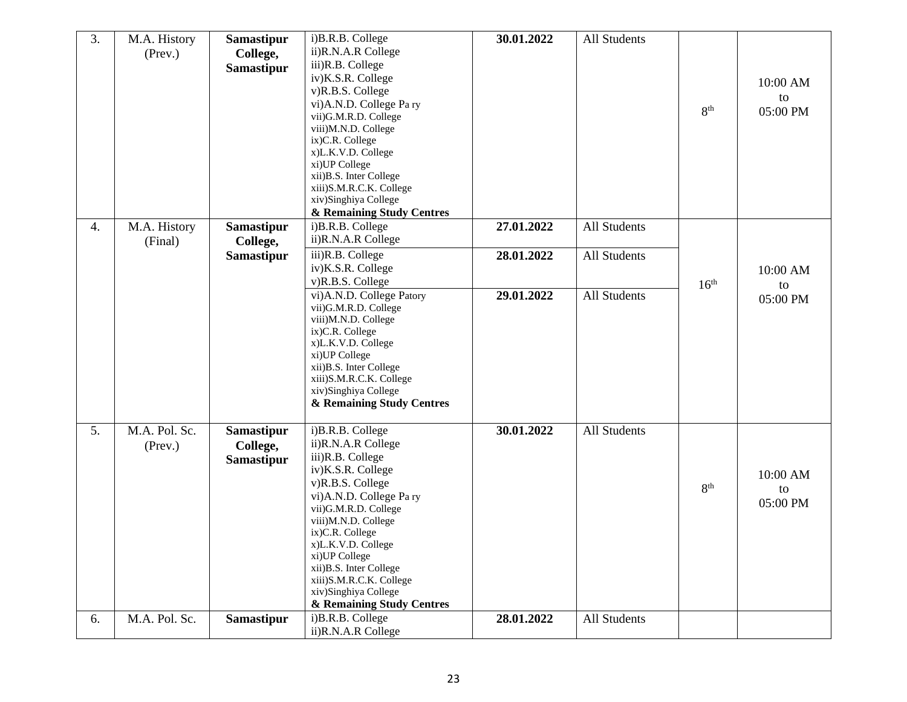| 3. | M.A. History (Prev.) | **Samastipur College, Samastipur** | i)B.R.B. College<br>ii)R.N.A.R College<br>iii)R.B. College<br>iv)K.S.R. College<br>v)R.B.S. College<br>vi)A.N.D. College Pa ry<br>vii)G.M.R.D. College<br>viii)M.N.D. College<br>ix)C.R. College<br>x)L.K.V.D. College<br>xi)UP College<br>xii)B.S. Inter College<br>xiii)S.M.R.C.K. College<br>xiv)Singhiya College<br>**& Remaining Study Centres** | **30.01.2022** | All Students | 8th | 10:00 AM to 05:00 PM |
|---|---|---|---|---|---|---|---|
| 4. | M.A. History (Final) | **Samastipur College, Samastipur** | i)B.R.B. College<br>ii)R.N.A.R College | **27.01.2022** | All Students | 16th | 10:00 AM to 05:00 PM |
| | | | iii)R.B. College<br>iv)K.S.R. College<br>v)R.B.S. College | **28.01.2022** | All Students | | |
| | | | vi)A.N.D. College Patory<br>vii)G.M.R.D. College<br>viii)M.N.D. College<br>ix)C.R. College<br>x)L.K.V.D. College<br>xi)UP College<br>xii)B.S. Inter College<br>xiii)S.M.R.C.K. College<br>xiv)Singhiya College<br>**& Remaining Study Centres** | **29.01.2022** | All Students | | |
| 5. | M.A. Pol. Sc. (Prev.) | **Samastipur College, Samastipur** | i)B.R.B. College<br>ii)R.N.A.R College<br>iii)R.B. College<br>iv)K.S.R. College<br>v)R.B.S. College<br>vi)A.N.D. College Pa ry<br>vii)G.M.R.D. College<br>viii)M.N.D. College<br>ix)C.R. College<br>x)L.K.V.D. College<br>xi)UP College<br>xii)B.S. Inter College<br>xiii)S.M.R.C.K. College<br>xiv)Singhiya College<br>**& Remaining Study Centres** | **30.01.2022** | All Students | 8th | 10:00 AM to 05:00 PM |
| 6. | M.A. Pol. Sc. | **Samastipur** | i)B.R.B. College<br>ii)R.N.A.R College | **28.01.2022** | All Students | | |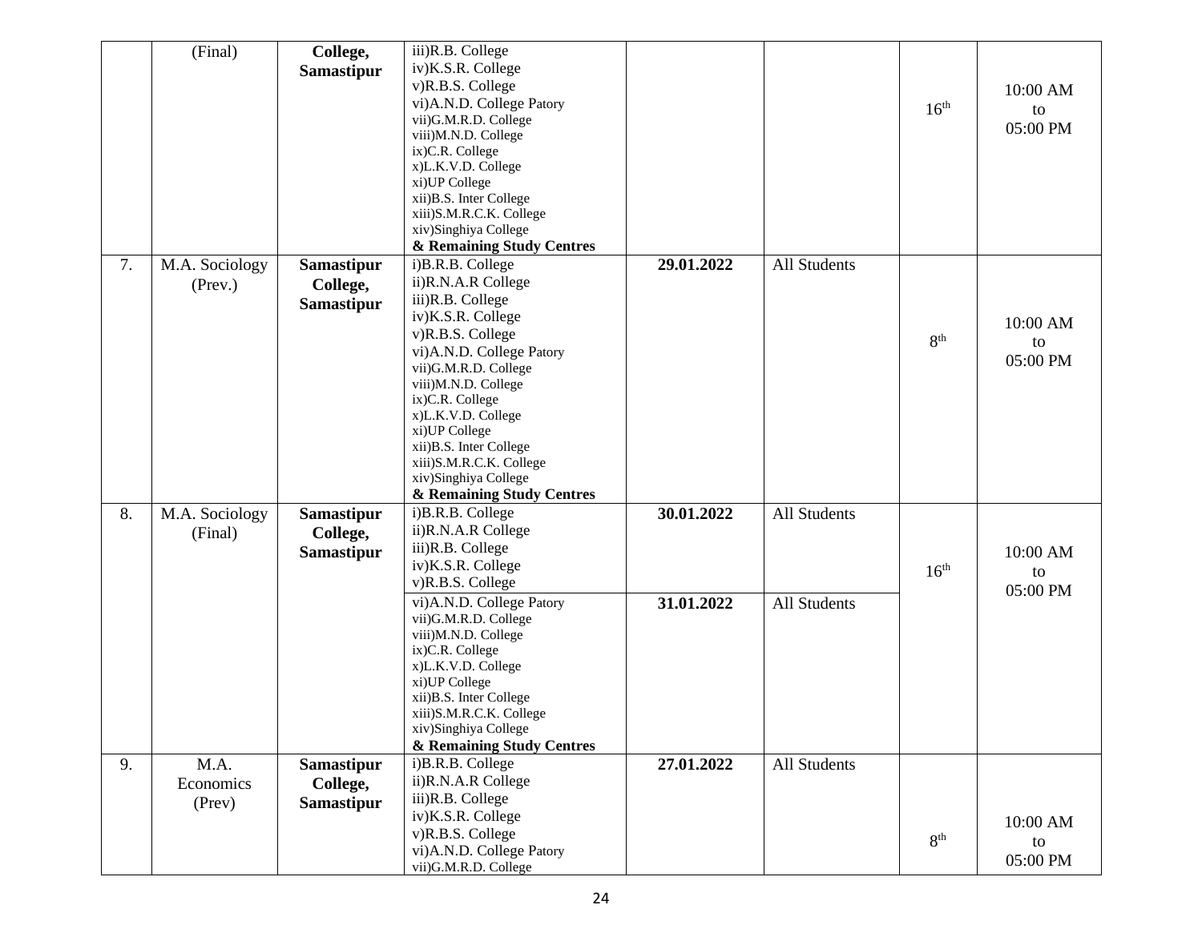| | | | | | | | |
|---|---|---|---|---|---|---|---|
| | (Final) | **College, Samastipur** | iii)R.B. College<br>iv)K.S.R. College<br>v)R.B.S. College<br>vi)A.N.D. College Patory<br>vii)G.M.R.D. College<br>viii)M.N.D. College<br>ix)C.R. College<br>x)L.K.V.D. College<br>xi)UP College<br>xii)B.S. Inter College<br>xiii)S.M.R.C.K. College<br>xiv)Singhiya College<br>**& Remaining Study Centres** | | | 16th | 10:00 AM to 05:00 PM |
| 7. | M.A. Sociology (Prev.) | **Samastipur College, Samastipur** | i)B.R.B. College<br>ii)R.N.A.R College<br>iii)R.B. College<br>iv)K.S.R. College<br>v)R.B.S. College<br>vi)A.N.D. College Patory<br>vii)G.M.R.D. College<br>viii)M.N.D. College<br>ix)C.R. College<br>x)L.K.V.D. College<br>xi)UP College<br>xii)B.S. Inter College<br>xiii)S.M.R.C.K. College<br>xiv)Singhiya College<br>**& Remaining Study Centres** | **29.01.2022** | All Students | 8th | 10:00 AM to 05:00 PM |
| 8. | M.A. Sociology (Final) | **Samastipur College, Samastipur** | i)B.R.B. College<br>ii)R.N.A.R College<br>iii)R.B. College<br>iv)K.S.R. College<br>v)R.B.S. College | **30.01.2022** | All Students | 16th | 10:00 AM to 05:00 PM |
| | | | vi)A.N.D. College Patory<br>vii)G.M.R.D. College<br>viii)M.N.D. College<br>ix)C.R. College<br>x)L.K.V.D. College<br>xi)UP College<br>xii)B.S. Inter College<br>xiii)S.M.R.C.K. College<br>xiv)Singhiya College<br>**& Remaining Study Centres** | **31.01.2022** | All Students | | |
| 9. | M.A. Economics (Prev) | **Samastipur College, Samastipur** | i)B.R.B. College<br>ii)R.N.A.R College<br>iii)R.B. College<br>iv)K.S.R. College<br>v)R.B.S. College<br>vi)A.N.D. College Patory<br>vii)G.M.R.D. College | **27.01.2022** | All Students | 8th | 10:00 AM to 05:00 PM |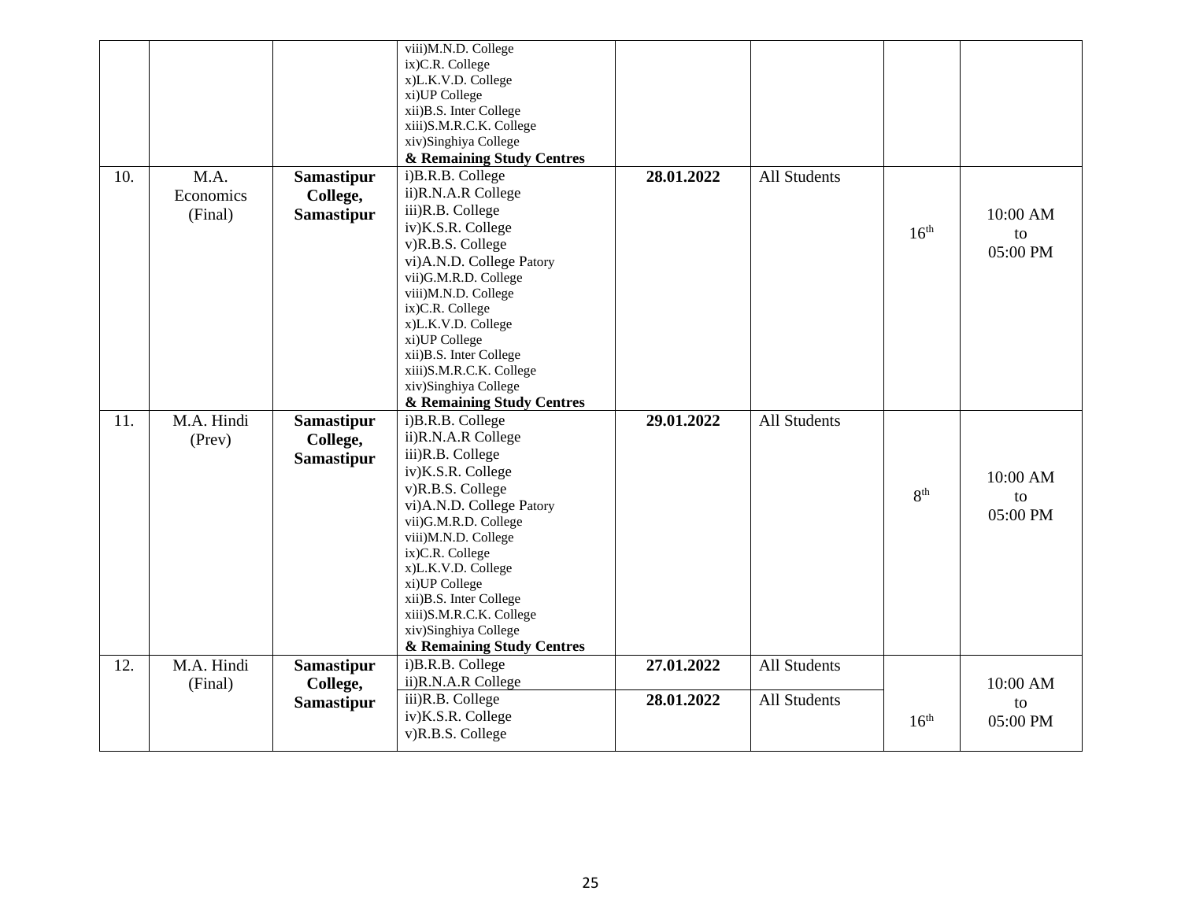| | | | | | | | |
|---|---|---|---|---|---|---|---|
| | | | viii)M.N.D. College<br>ix)C.R. College<br>x)L.K.V.D. College<br>xi)UP College<br>xii)B.S. Inter College<br>xiii)S.M.R.C.K. College<br>xiv)Singhiya College<br>**& Remaining Study Centres** | | | | |
| 10. | M.A. Economics (Final) | **Samastipur College, Samastipur** | i)B.R.B. College<br>ii)R.N.A.R College<br>iii)R.B. College<br>iv)K.S.R. College<br>v)R.B.S. College<br>vi)A.N.D. College Patory<br>vii)G.M.R.D. College<br>viii)M.N.D. College<br>ix)C.R. College<br>x)L.K.V.D. College<br>xi)UP College<br>xii)B.S. Inter College<br>xiii)S.M.R.C.K. College<br>xiv)Singhiya College<br>**& Remaining Study Centres** | **28.01.2022** | All Students | 16th | 10:00 AM to 05:00 PM |
| 11. | M.A. Hindi (Prev) | **Samastipur College, Samastipur** | i)B.R.B. College<br>ii)R.N.A.R College<br>iii)R.B. College<br>iv)K.S.R. College<br>v)R.B.S. College<br>vi)A.N.D. College Patory<br>vii)G.M.R.D. College<br>viii)M.N.D. College<br>ix)C.R. College<br>x)L.K.V.D. College<br>xi)UP College<br>xii)B.S. Inter College<br>xiii)S.M.R.C.K. College<br>xiv)Singhiya College<br>**& Remaining Study Centres** | **29.01.2022** | All Students | 8th | 10:00 AM to 05:00 PM |
| 12. | M.A. Hindi (Final) | **Samastipur College, Samastipur** | i)B.R.B. College<br>ii)R.N.A.R College | **27.01.2022** | All Students | 16th | 10:00 AM to 05:00 PM |
| | | | iii)R.B. College<br>iv)K.S.R. College<br>v)R.B.S. College | **28.01.2022** | All Students | | |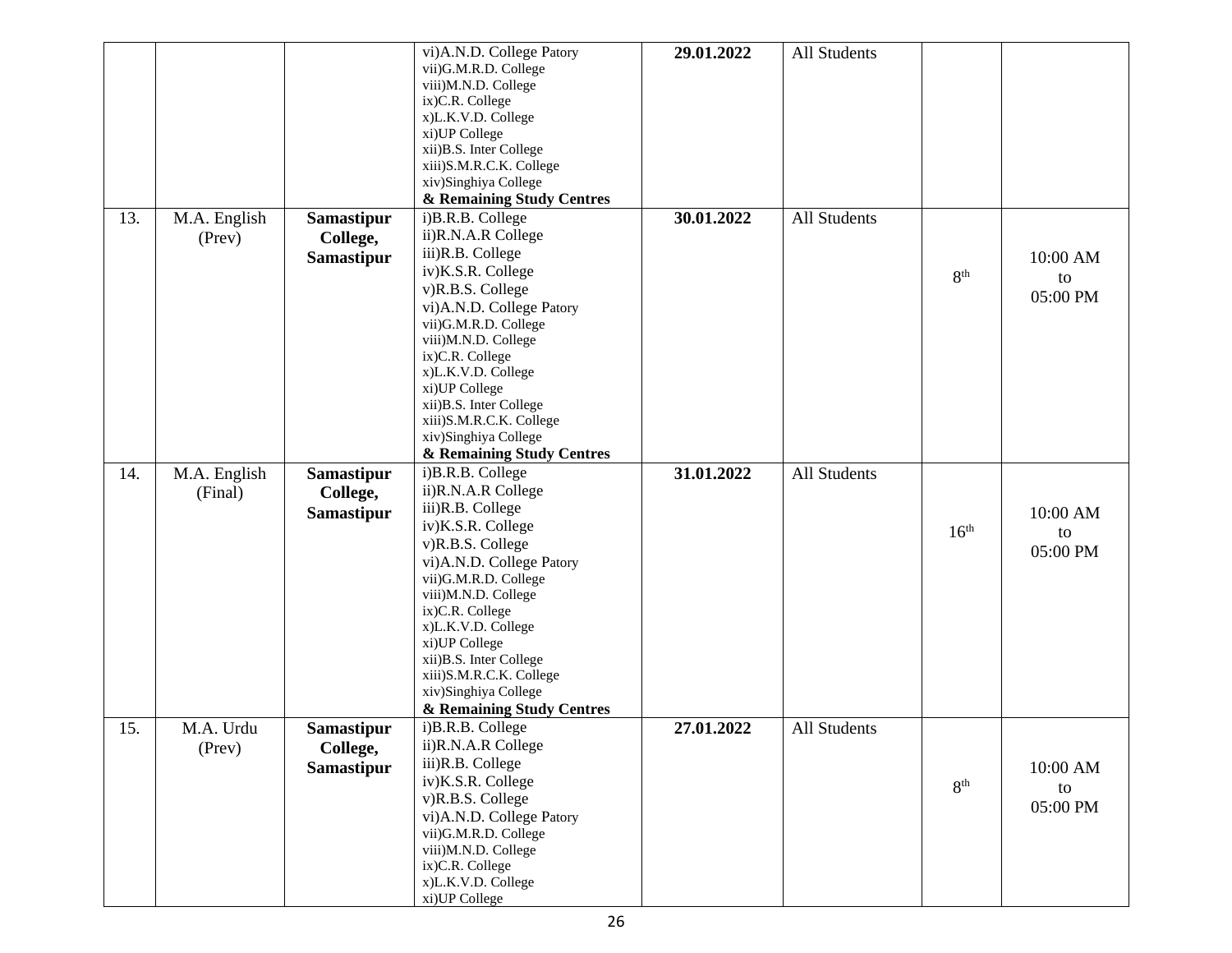| | | | | | | | |
|---|---|---|---|---|---|---|---|
| | | | vi)A.N.D. College Patory<br>vii)G.M.R.D. College<br>viii)M.N.D. College<br>ix)C.R. College<br>x)L.K.V.D. College<br>xi)UP College<br>xii)B.S. Inter College<br>xiii)S.M.R.C.K. College<br>xiv)Singhiya College<br>**& Remaining Study Centres** | **29.01.2022** | All Students | | |
| 13. | M.A. English (Prev) | **Samastipur College, Samastipur** | i)B.R.B. College<br>ii)R.N.A.R College<br>iii)R.B. College<br>iv)K.S.R. College<br>v)R.B.S. College<br>vi)A.N.D. College Patory<br>vii)G.M.R.D. College<br>viii)M.N.D. College<br>ix)C.R. College<br>x)L.K.V.D. College<br>xi)UP College<br>xii)B.S. Inter College<br>xiii)S.M.R.C.K. College<br>xiv)Singhiya College<br>**& Remaining Study Centres** | **30.01.2022** | All Students | 8th | 10:00 AM to 05:00 PM |
| 14. | M.A. English (Final) | **Samastipur College, Samastipur** | i)B.R.B. College<br>ii)R.N.A.R College<br>iii)R.B. College<br>iv)K.S.R. College<br>v)R.B.S. College<br>vi)A.N.D. College Patory<br>vii)G.M.R.D. College<br>viii)M.N.D. College<br>ix)C.R. College<br>x)L.K.V.D. College<br>xi)UP College<br>xii)B.S. Inter College<br>xiii)S.M.R.C.K. College<br>xiv)Singhiya College<br>**& Remaining Study Centres** | **31.01.2022** | All Students | 16th | 10:00 AM to 05:00 PM |
| 15. | M.A. Urdu (Prev) | **Samastipur College, Samastipur** | i)B.R.B. College<br>ii)R.N.A.R College<br>iii)R.B. College<br>iv)K.S.R. College<br>v)R.B.S. College<br>vi)A.N.D. College Patory<br>vii)G.M.R.D. College<br>viii)M.N.D. College<br>ix)C.R. College<br>x)L.K.V.D. College<br>xi)UP College | **27.01.2022** | All Students | 8th | 10:00 AM to 05:00 PM |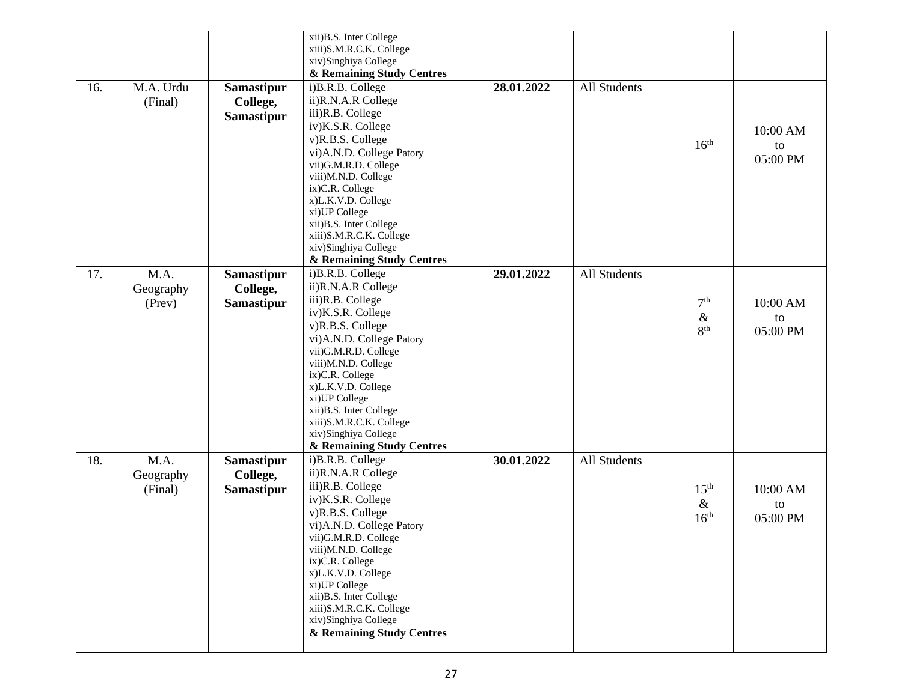| | | | | | | | |
|---|---|---|---|---|---|---|---|
| | | | xii)B.S. Inter College<br>xiii)S.M.R.C.K. College<br>xiv)Singhiya College<br>**& Remaining Study Centres** | | | | |
| 16. | M.A. Urdu (Final) | **Samastipur College, Samastipur** | i)B.R.B. College<br>ii)R.N.A.R College<br>iii)R.B. College<br>iv)K.S.R. College<br>v)R.B.S. College<br>vi)A.N.D. College Patory<br>vii)G.M.R.D. College<br>viii)M.N.D. College<br>ix)C.R. College<br>x)L.K.V.D. College<br>xi)UP College<br>xii)B.S. Inter College<br>xiii)S.M.R.C.K. College<br>xiv)Singhiya College<br>**& Remaining Study Centres** | **28.01.2022** | All Students | 16th | 10:00 AM to 05:00 PM |
| 17. | M.A. Geography (Prev) | **Samastipur College, Samastipur** | i)B.R.B. College<br>ii)R.N.A.R College<br>iii)R.B. College<br>iv)K.S.R. College<br>v)R.B.S. College<br>vi)A.N.D. College Patory<br>vii)G.M.R.D. College<br>viii)M.N.D. College<br>ix)C.R. College<br>x)L.K.V.D. College<br>xi)UP College<br>xii)B.S. Inter College<br>xiii)S.M.R.C.K. College<br>xiv)Singhiya College<br>**& Remaining Study Centres** | **29.01.2022** | All Students | 7th & 8th | 10:00 AM to 05:00 PM |
| 18. | M.A. Geography (Final) | **Samastipur College, Samastipur** | i)B.R.B. College<br>ii)R.N.A.R College<br>iii)R.B. College<br>iv)K.S.R. College<br>v)R.B.S. College<br>vi)A.N.D. College Patory<br>vii)G.M.R.D. College<br>viii)M.N.D. College<br>ix)C.R. College<br>x)L.K.V.D. College<br>xi)UP College<br>xii)B.S. Inter College<br>xiii)S.M.R.C.K. College<br>xiv)Singhiya College<br>**& Remaining Study Centres** | **30.01.2022** | All Students | 15th & 16th | 10:00 AM to 05:00 PM |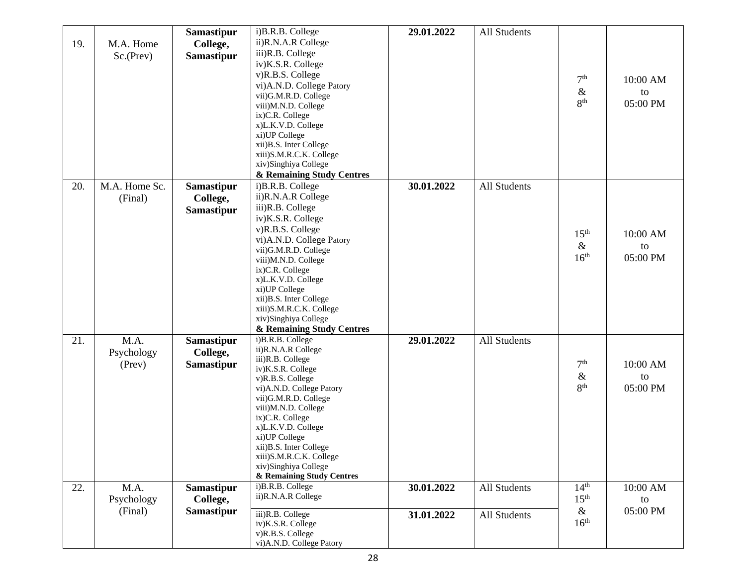| 19. | M.A. Home Sc.(Prev) | **Samastipur College, Samastipur** | i)B.R.B. College<br>ii)R.N.A.R College<br>iii)R.B. College<br>iv)K.S.R. College<br>v)R.B.S. College<br>vi)A.N.D. College Patory<br>vii)G.M.R.D. College<br>viii)M.N.D. College<br>ix)C.R. College<br>x)L.K.V.D. College<br>xi)UP College<br>xii)B.S. Inter College<br>xiii)S.M.R.C.K. College<br>xiv)Singhiya College<br>**& Remaining Study Centres** | **29.01.2022** | All Students | 7th & 8th | 10:00 AM to 05:00 PM |
|---|---|---|---|---|---|---|---|
| 20. | M.A. Home Sc. (Final) | **Samastipur College, Samastipur** | i)B.R.B. College<br>ii)R.N.A.R College<br>iii)R.B. College<br>iv)K.S.R. College<br>v)R.B.S. College<br>vi)A.N.D. College Patory<br>vii)G.M.R.D. College<br>viii)M.N.D. College<br>ix)C.R. College<br>x)L.K.V.D. College<br>xi)UP College<br>xii)B.S. Inter College<br>xiii)S.M.R.C.K. College<br>xiv)Singhiya College<br>**& Remaining Study Centres** | **30.01.2022** | All Students | 15th & 16th | 10:00 AM to 05:00 PM |
| 21. | M.A. Psychology (Prev) | **Samastipur College, Samastipur** | i)B.R.B. College<br>ii)R.N.A.R College<br>iii)R.B. College<br>iv)K.S.R. College<br>v)R.B.S. College<br>vi)A.N.D. College Patory<br>vii)G.M.R.D. College<br>viii)M.N.D. College<br>ix)C.R. College<br>x)L.K.V.D. College<br>xi)UP College<br>xii)B.S. Inter College<br>xiii)S.M.R.C.K. College<br>xiv)Singhiya College<br>**& Remaining Study Centres** | **29.01.2022** | All Students | 7th & 8th | 10:00 AM to 05:00 PM |
| 22. | M.A. Psychology (Final) | **Samastipur College, Samastipur** | i)B.R.B. College<br>ii)R.N.A.R College | **30.01.2022** | All Students | 14th 15th & 16th | 10:00 AM to 05:00 PM |
| | | | iii)R.B. College<br>iv)K.S.R. College<br>v)R.B.S. College<br>vi)A.N.D. College Patory | **31.01.2022** | All Students | | |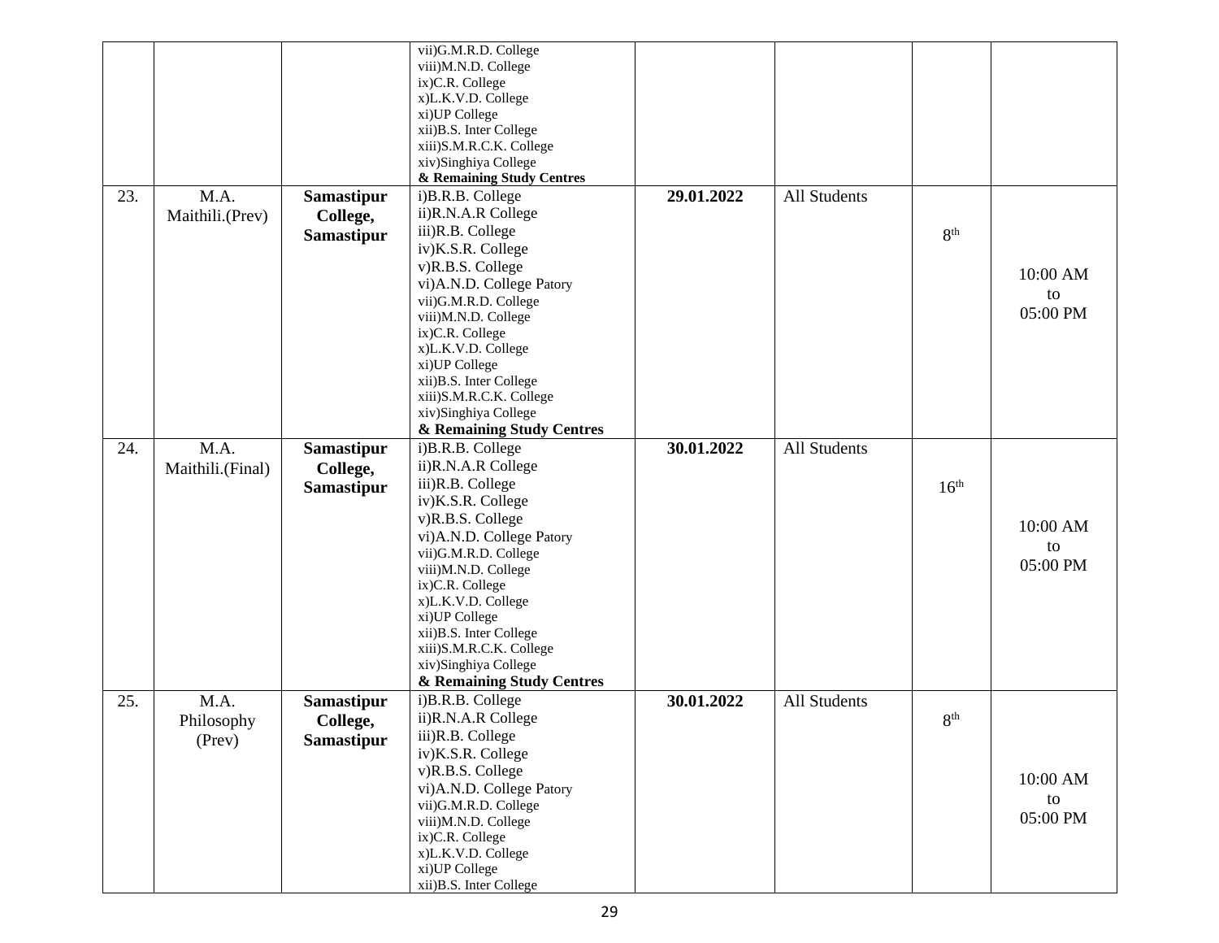| | | | | | | | |
|---|---|---|---|---|---|---|---|
| | | | vii)G.M.R.D. College<br>viii)M.N.D. College<br>ix)C.R. College<br>x)L.K.V.D. College<br>xi)UP College<br>xii)B.S. Inter College<br>xiii)S.M.R.C.K. College<br>xiv)Singhiya College<br>**& Remaining Study Centres** | | | | |
| 23. | M.A. Maithili.(Prev) | **Samastipur College, Samastipur** | i)B.R.B. College<br>ii)R.N.A.R College<br>iii)R.B. College<br>iv)K.S.R. College<br>v)R.B.S. College<br>vi)A.N.D. College Patory<br>vii)G.M.R.D. College<br>viii)M.N.D. College<br>ix)C.R. College<br>x)L.K.V.D. College<br>xi)UP College<br>xii)B.S. Inter College<br>xiii)S.M.R.C.K. College<br>xiv)Singhiya College<br>**& Remaining Study Centres** | **29.01.2022** | All Students | 8th | 10:00 AM to 05:00 PM |
| 24. | M.A. Maithili.(Final) | **Samastipur College, Samastipur** | i)B.R.B. College<br>ii)R.N.A.R College<br>iii)R.B. College<br>iv)K.S.R. College<br>v)R.B.S. College<br>vi)A.N.D. College Patory<br>vii)G.M.R.D. College<br>viii)M.N.D. College<br>ix)C.R. College<br>x)L.K.V.D. College<br>xi)UP College<br>xii)B.S. Inter College<br>xiii)S.M.R.C.K. College<br>xiv)Singhiya College<br>**& Remaining Study Centres** | **30.01.2022** | All Students | 16th | 10:00 AM to 05:00 PM |
| 25. | M.A. Philosophy (Prev) | **Samastipur College, Samastipur** | i)B.R.B. College<br>ii)R.N.A.R College<br>iii)R.B. College<br>iv)K.S.R. College<br>v)R.B.S. College<br>vi)A.N.D. College Patory<br>vii)G.M.R.D. College<br>viii)M.N.D. College<br>ix)C.R. College<br>x)L.K.V.D. College<br>xi)UP College<br>xii)B.S. Inter College | **30.01.2022** | All Students | 8th | 10:00 AM to 05:00 PM |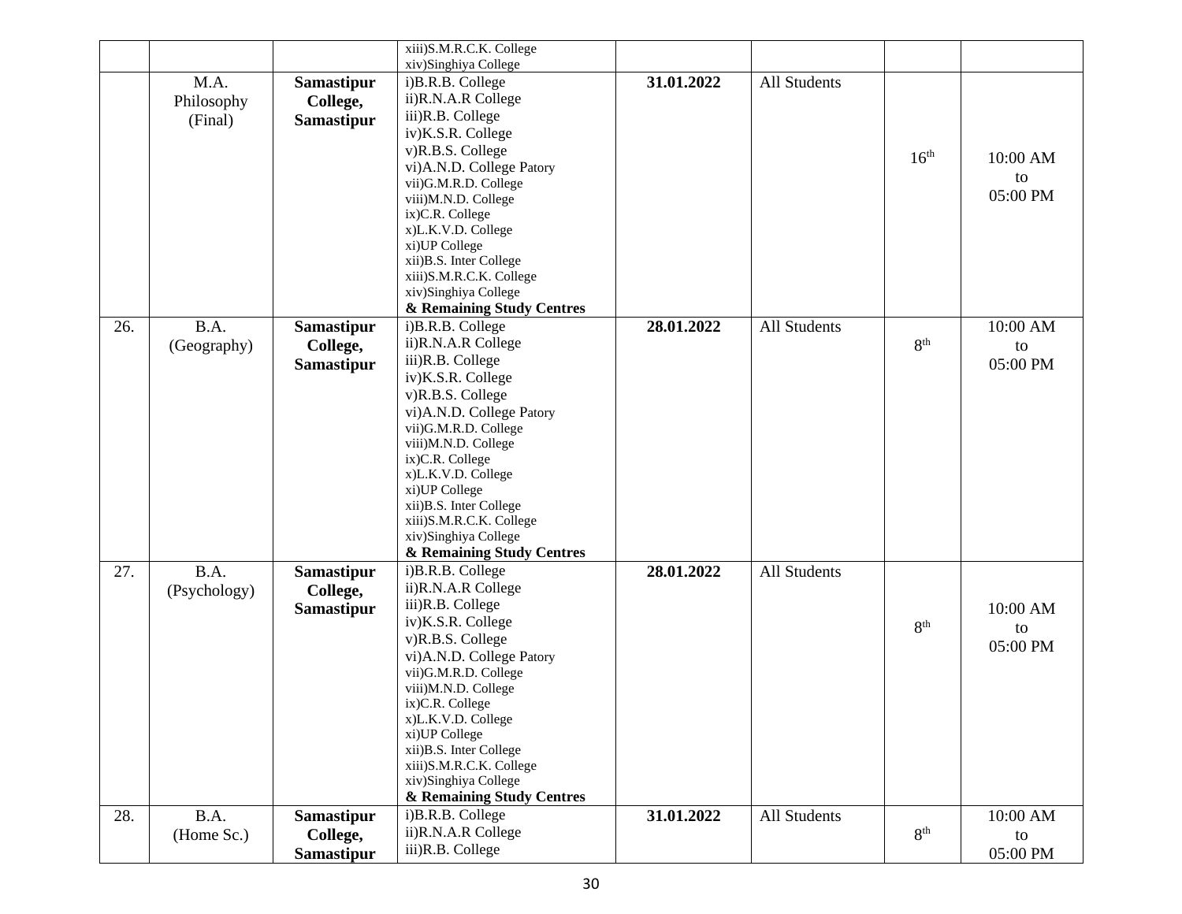| | | | | | | | |
|---|---|---|---|---|---|---|---|
| | | | xiii)S.M.R.C.K. College<br>xiv)Singhiya College | | | | |
| | M.A. Philosophy (Final) | **Samastipur College, Samastipur** | i)B.R.B. College<br>ii)R.N.A.R College<br>iii)R.B. College<br>iv)K.S.R. College<br>v)R.B.S. College<br>vi)A.N.D. College Patory<br>vii)G.M.R.D. College<br>viii)M.N.D. College<br>ix)C.R. College<br>x)L.K.V.D. College<br>xi)UP College<br>xii)B.S. Inter College<br>xiii)S.M.R.C.K. College<br>xiv)Singhiya College<br>**& Remaining Study Centres** | **31.01.2022** | All Students | 16th | 10:00 AM to 05:00 PM |
| 26. | B.A. (Geography) | **Samastipur College, Samastipur** | i)B.R.B. College<br>ii)R.N.A.R College<br>iii)R.B. College<br>iv)K.S.R. College<br>v)R.B.S. College<br>vi)A.N.D. College Patory<br>vii)G.M.R.D. College<br>viii)M.N.D. College<br>ix)C.R. College<br>x)L.K.V.D. College<br>xi)UP College<br>xii)B.S. Inter College<br>xiii)S.M.R.C.K. College<br>xiv)Singhiya College<br>**& Remaining Study Centres** | **28.01.2022** | All Students | 8th | 10:00 AM to 05:00 PM |
| 27. | B.A. (Psychology) | **Samastipur College, Samastipur** | i)B.R.B. College<br>ii)R.N.A.R College<br>iii)R.B. College<br>iv)K.S.R. College<br>v)R.B.S. College<br>vi)A.N.D. College Patory<br>vii)G.M.R.D. College<br>viii)M.N.D. College<br>ix)C.R. College<br>x)L.K.V.D. College<br>xi)UP College<br>xii)B.S. Inter College<br>xiii)S.M.R.C.K. College<br>xiv)Singhiya College<br>**& Remaining Study Centres** | **28.01.2022** | All Students | 8th | 10:00 AM to 05:00 PM |
| 28. | B.A. (Home Sc.) | **Samastipur College, Samastipur** | i)B.R.B. College<br>ii)R.N.A.R College<br>iii)R.B. College | **31.01.2022** | All Students | 8th | 10:00 AM to 05:00 PM |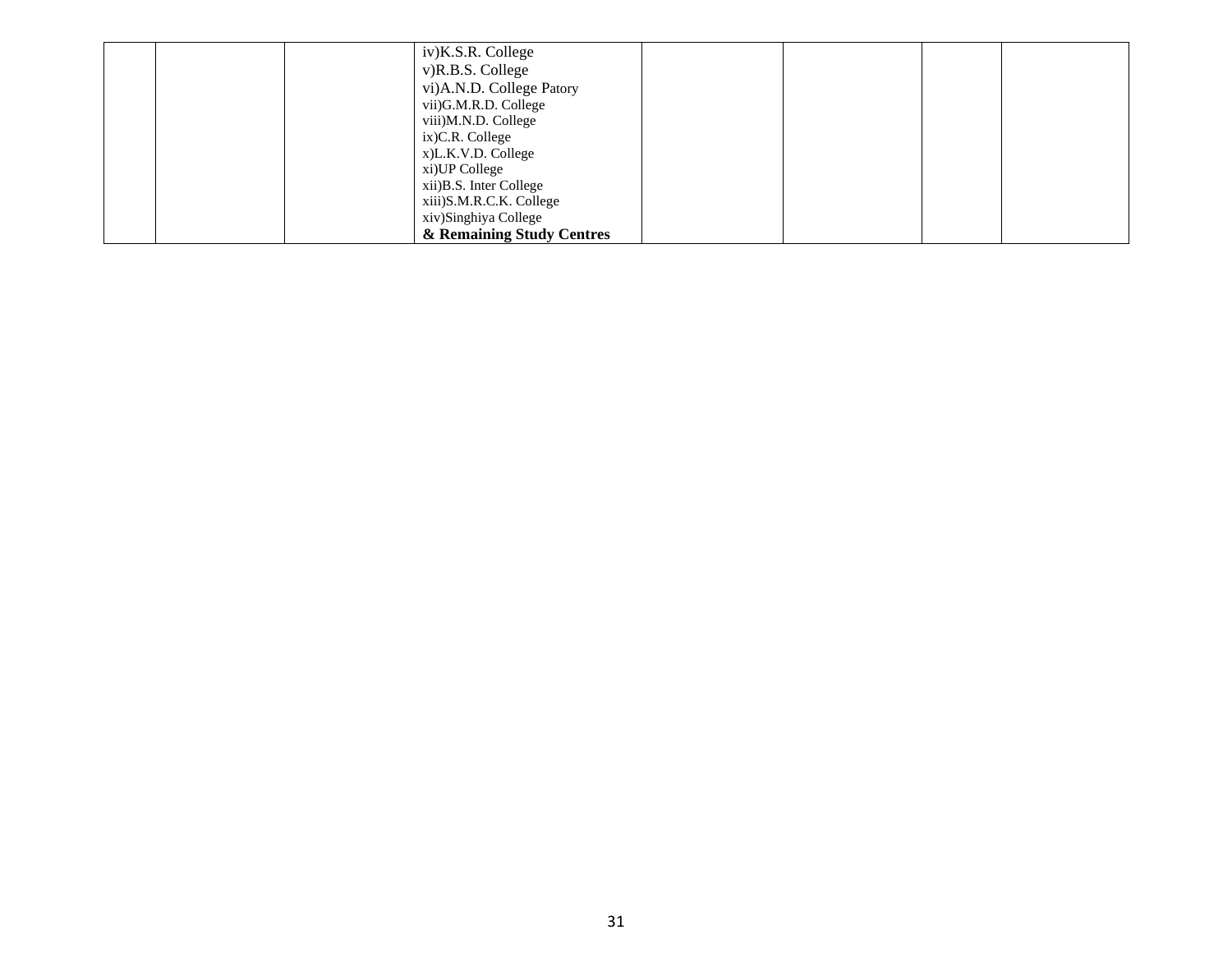| | | | | | | | |
|---|---|---|---|---|---|---|---|
| | | | iv)K.S.R. College<br>v)R.B.S. College<br>vi)A.N.D. College Patory<br>vii)G.M.R.D. College<br>viii)M.N.D. College<br>ix)C.R. College<br>x)L.K.V.D. College<br>xi)UP College<br>xii)B.S. Inter College<br>xiii)S.M.R.C.K. College<br>xiv)Singhiya College<br>**& Remaining Study Centres** | | | | |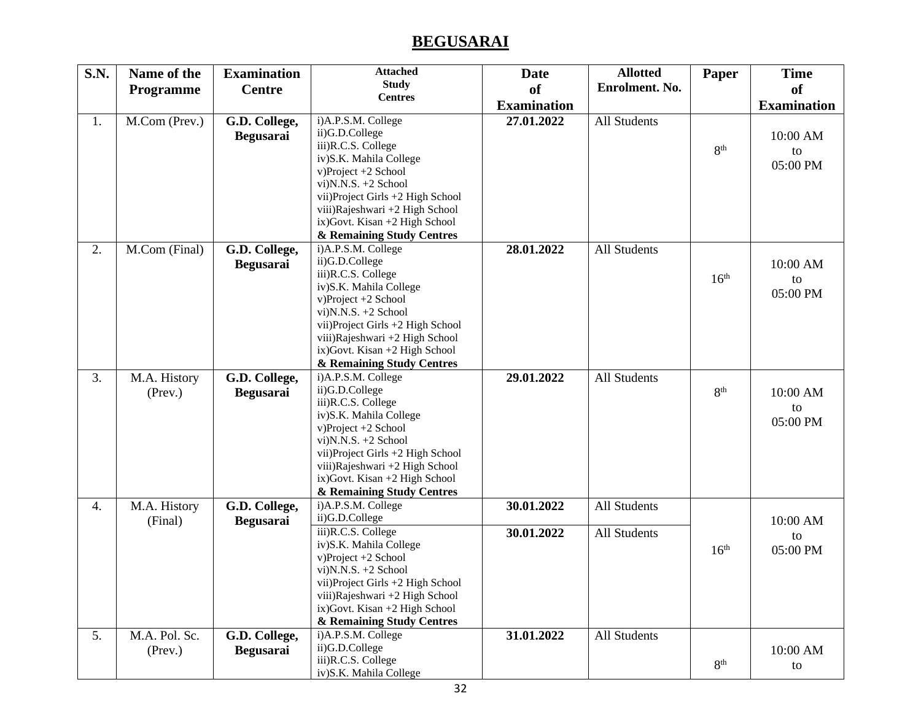## BEGUSARAI

| S.N. | Name of the Programme | Examination Centre | Attached Study Centres | Date of Examination | Allotted Enrolment. No. | Paper | Time of Examination |
|---|---|---|---|---|---|---|---|
| 1. | M.Com (Prev.) | **G.D. College, Begusarai** | i)A.P.S.M. College<br>ii)G.D.College<br>iii)R.C.S. College<br>iv)S.K. Mahila College<br>v)Project +2 School<br>vi)N.N.S. +2 School<br>vii)Project Girls +2 High School<br>viii)Rajeshwari +2 High School<br>ix)Govt. Kisan +2 High School<br>**& Remaining Study Centres** | **27.01.2022** | All Students | 8th | 10:00 AM to 05:00 PM |
| 2. | M.Com (Final) | **G.D. College, Begusarai** | i)A.P.S.M. College<br>ii)G.D.College<br>iii)R.C.S. College<br>iv)S.K. Mahila College<br>v)Project +2 School<br>vi)N.N.S. +2 School<br>vii)Project Girls +2 High School<br>viii)Rajeshwari +2 High School<br>ix)Govt. Kisan +2 High School<br>**& Remaining Study Centres** | **28.01.2022** | All Students | 16th | 10:00 AM to 05:00 PM |
| 3. | M.A. History (Prev.) | **G.D. College, Begusarai** | i)A.P.S.M. College<br>ii)G.D.College<br>iii)R.C.S. College<br>iv)S.K. Mahila College<br>v)Project +2 School<br>vi)N.N.S. +2 School<br>vii)Project Girls +2 High School<br>viii)Rajeshwari +2 High School<br>ix)Govt. Kisan +2 High School<br>**& Remaining Study Centres** | **29.01.2022** | All Students | 8th | 10:00 AM to 05:00 PM |
| 4. | M.A. History (Final) | **G.D. College, Begusarai** | i)A.P.S.M. College<br>ii)G.D.College | **30.01.2022** | All Students | 16th | 10:00 AM to 05:00 PM |
| | | | iii)R.C.S. College<br>iv)S.K. Mahila College<br>v)Project +2 School<br>vi)N.N.S. +2 School<br>vii)Project Girls +2 High School<br>viii)Rajeshwari +2 High School<br>ix)Govt. Kisan +2 High School<br>**& Remaining Study Centres** | **30.01.2022** | All Students | | |
| 5. | M.A. Pol. Sc. (Prev.) | **G.D. College, Begusarai** | i)A.P.S.M. College<br>ii)G.D.College<br>iii)R.C.S. College<br>iv)S.K. Mahila College | **31.01.2022** | All Students | 8th | 10:00 AM to |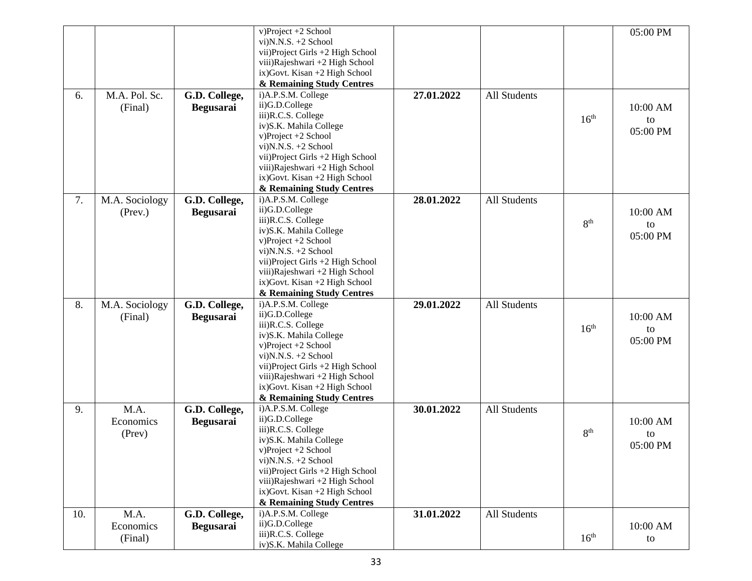| | | | v)Project +2 School<br>vi)N.N.S. +2 School<br>vii)Project Girls +2 High School<br>viii)Rajeshwari +2 High School<br>ix)Govt. Kisan +2 High School<br>**& Remaining Study Centres** | | | | 05:00 PM |
|---|---|---|---|---|---|---|---|
| 6. | M.A. Pol. Sc. (Final) | **G.D. College, Begusarai** | i)A.P.S.M. College<br>ii)G.D.College<br>iii)R.C.S. College<br>iv)S.K. Mahila College<br>v)Project +2 School<br>vi)N.N.S. +2 School<br>vii)Project Girls +2 High School<br>viii)Rajeshwari +2 High School<br>ix)Govt. Kisan +2 High School<br>**& Remaining Study Centres** | **27.01.2022** | All Students | 16th | 10:00 AM to 05:00 PM |
| 7. | M.A. Sociology (Prev.) | **G.D. College, Begusarai** | i)A.P.S.M. College<br>ii)G.D.College<br>iii)R.C.S. College<br>iv)S.K. Mahila College<br>v)Project +2 School<br>vi)N.N.S. +2 School<br>vii)Project Girls +2 High School<br>viii)Rajeshwari +2 High School<br>ix)Govt. Kisan +2 High School<br>**& Remaining Study Centres** | **28.01.2022** | All Students | 8th | 10:00 AM to 05:00 PM |
| 8. | M.A. Sociology (Final) | **G.D. College, Begusarai** | i)A.P.S.M. College<br>ii)G.D.College<br>iii)R.C.S. College<br>iv)S.K. Mahila College<br>v)Project +2 School<br>vi)N.N.S. +2 School<br>vii)Project Girls +2 High School<br>viii)Rajeshwari +2 High School<br>ix)Govt. Kisan +2 High School<br>**& Remaining Study Centres** | **29.01.2022** | All Students | 16th | 10:00 AM to 05:00 PM |
| 9. | M.A. Economics (Prev) | **G.D. College, Begusarai** | i)A.P.S.M. College<br>ii)G.D.College<br>iii)R.C.S. College<br>iv)S.K. Mahila College<br>v)Project +2 School<br>vi)N.N.S. +2 School<br>vii)Project Girls +2 High School<br>viii)Rajeshwari +2 High School<br>ix)Govt. Kisan +2 High School<br>**& Remaining Study Centres** | **30.01.2022** | All Students | 8th | 10:00 AM to 05:00 PM |
| 10. | M.A. Economics (Final) | **G.D. College, Begusarai** | i)A.P.S.M. College<br>ii)G.D.College<br>iii)R.C.S. College<br>iv)S.K. Mahila College | **31.01.2022** | All Students | 16th | 10:00 AM to |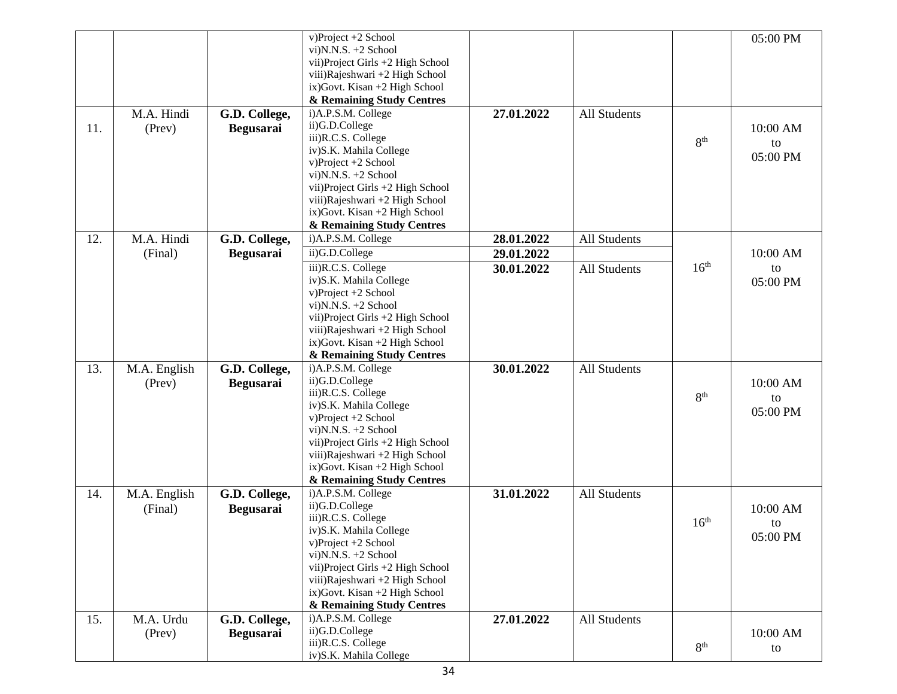| | | | v)Project +2 School<br>vi)N.N.S. +2 School<br>vii)Project Girls +2 High School<br>viii)Rajeshwari +2 High School<br>ix)Govt. Kisan +2 High School<br>**& Remaining Study Centres** | | | | 05:00 PM |
|---|---|---|---|---|---|---|---|
| 11. | M.A. Hindi (Prev) | **G.D. College, Begusarai** | i)A.P.S.M. College<br>ii)G.D.College<br>iii)R.C.S. College<br>iv)S.K. Mahila College<br>v)Project +2 School<br>vi)N.N.S. +2 School<br>vii)Project Girls +2 High School<br>viii)Rajeshwari +2 High School<br>ix)Govt. Kisan +2 High School<br>**& Remaining Study Centres** | **27.01.2022** | All Students | 8th | 10:00 AM to 05:00 PM |
| 12. | M.A. Hindi (Final) | **G.D. College, Begusarai** | i)A.P.S.M. College | **28.01.2022** | All Students | 16th | 10:00 AM to 05:00 PM |
| | | | ii)G.D.College | **29.01.2022** | | | |
| | | | iii)R.C.S. College<br>iv)S.K. Mahila College<br>v)Project +2 School<br>vi)N.N.S. +2 School<br>vii)Project Girls +2 High School<br>viii)Rajeshwari +2 High School<br>ix)Govt. Kisan +2 High School<br>**& Remaining Study Centres** | **30.01.2022** | All Students | | |
| 13. | M.A. English (Prev) | **G.D. College, Begusarai** | i)A.P.S.M. College<br>ii)G.D.College<br>iii)R.C.S. College<br>iv)S.K. Mahila College<br>v)Project +2 School<br>vi)N.N.S. +2 School<br>vii)Project Girls +2 High School<br>viii)Rajeshwari +2 High School<br>ix)Govt. Kisan +2 High School<br>**& Remaining Study Centres** | **30.01.2022** | All Students | 8th | 10:00 AM to 05:00 PM |
| 14. | M.A. English (Final) | **G.D. College, Begusarai** | i)A.P.S.M. College<br>ii)G.D.College<br>iii)R.C.S. College<br>iv)S.K. Mahila College<br>v)Project +2 School<br>vi)N.N.S. +2 School<br>vii)Project Girls +2 High School<br>viii)Rajeshwari +2 High School<br>ix)Govt. Kisan +2 High School<br>**& Remaining Study Centres** | **31.01.2022** | All Students | 16th | 10:00 AM to 05:00 PM |
| 15. | M.A. Urdu (Prev) | **G.D. College, Begusarai** | i)A.P.S.M. College<br>ii)G.D.College<br>iii)R.C.S. College<br>iv)S.K. Mahila College | **27.01.2022** | All Students | 8th | 10:00 AM to |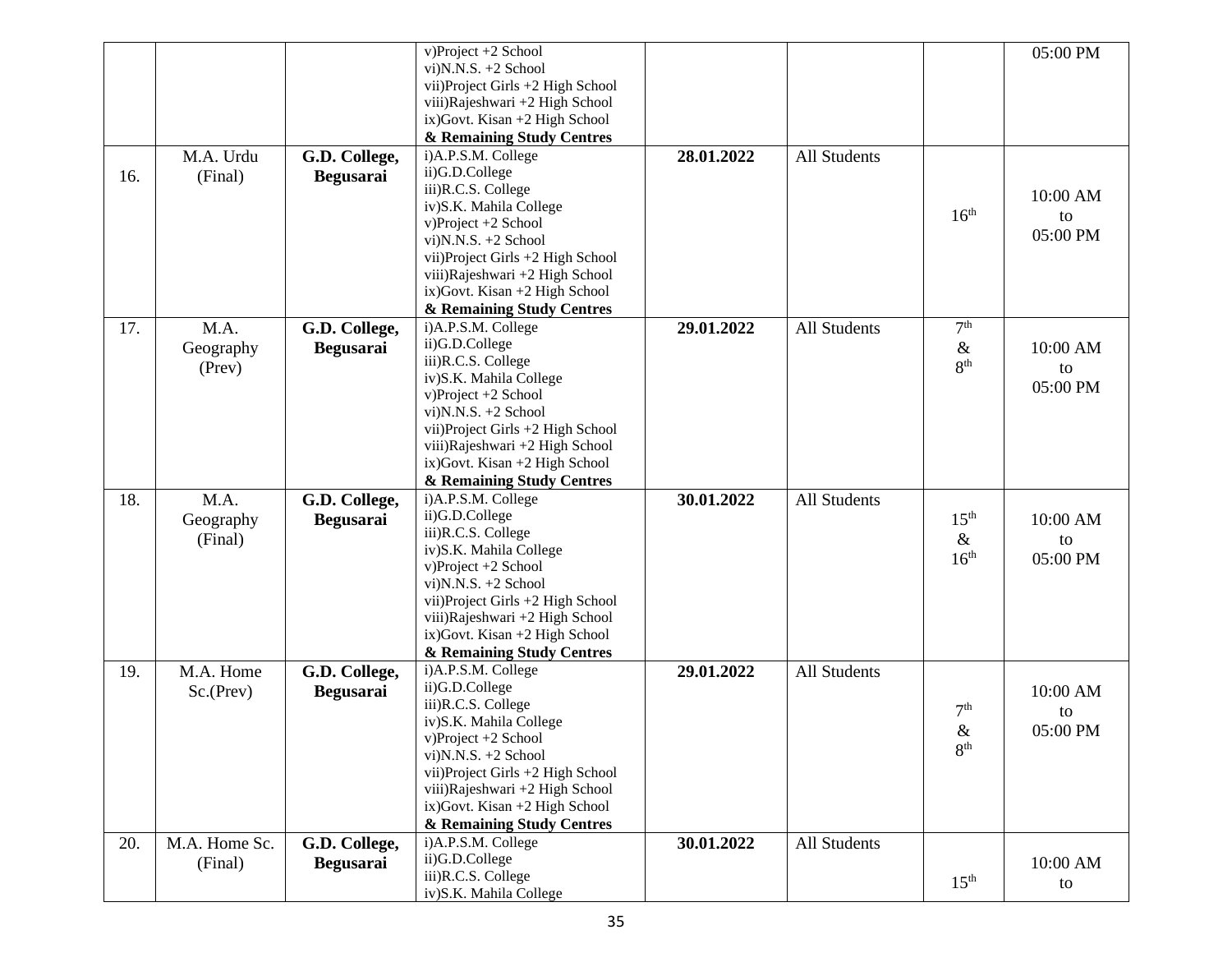| | | | | | | | |
|---|---|---|---|---|---|---|---|
| | | | v)Project +2 School<br>vi)N.N.S. +2 School<br>vii)Project Girls +2 High School<br>viii)Rajeshwari +2 High School<br>ix)Govt. Kisan +2 High School<br>**& Remaining Study Centres** | | | | 05:00 PM |
| 16. | M.A. Urdu (Final) | **G.D. College, Begusarai** | i)A.P.S.M. College<br>ii)G.D.College<br>iii)R.C.S. College<br>iv)S.K. Mahila College<br>v)Project +2 School<br>vi)N.N.S. +2 School<br>vii)Project Girls +2 High School<br>viii)Rajeshwari +2 High School<br>ix)Govt. Kisan +2 High School<br>**& Remaining Study Centres** | **28.01.2022** | All Students | 16th | 10:00 AM to 05:00 PM |
| 17. | M.A. Geography (Prev) | **G.D. College, Begusarai** | i)A.P.S.M. College<br>ii)G.D.College<br>iii)R.C.S. College<br>iv)S.K. Mahila College<br>v)Project +2 School<br>vi)N.N.S. +2 School<br>vii)Project Girls +2 High School<br>viii)Rajeshwari +2 High School<br>ix)Govt. Kisan +2 High School<br>**& Remaining Study Centres** | **29.01.2022** | All Students | 7th & 8th | 10:00 AM to 05:00 PM |
| 18. | M.A. Geography (Final) | **G.D. College, Begusarai** | i)A.P.S.M. College<br>ii)G.D.College<br>iii)R.C.S. College<br>iv)S.K. Mahila College<br>v)Project +2 School<br>vi)N.N.S. +2 School<br>vii)Project Girls +2 High School<br>viii)Rajeshwari +2 High School<br>ix)Govt. Kisan +2 High School<br>**& Remaining Study Centres** | **30.01.2022** | All Students | 15th & 16th | 10:00 AM to 05:00 PM |
| 19. | M.A. Home Sc.(Prev) | **G.D. College, Begusarai** | i)A.P.S.M. College<br>ii)G.D.College<br>iii)R.C.S. College<br>iv)S.K. Mahila College<br>v)Project +2 School<br>vi)N.N.S. +2 School<br>vii)Project Girls +2 High School<br>viii)Rajeshwari +2 High School<br>ix)Govt. Kisan +2 High School<br>**& Remaining Study Centres** | **29.01.2022** | All Students | 7th & 8th | 10:00 AM to 05:00 PM |
| 20. | M.A. Home Sc. (Final) | **G.D. College, Begusarai** | i)A.P.S.M. College<br>ii)G.D.College<br>iii)R.C.S. College<br>iv)S.K. Mahila College | **30.01.2022** | All Students | 15th | 10:00 AM to |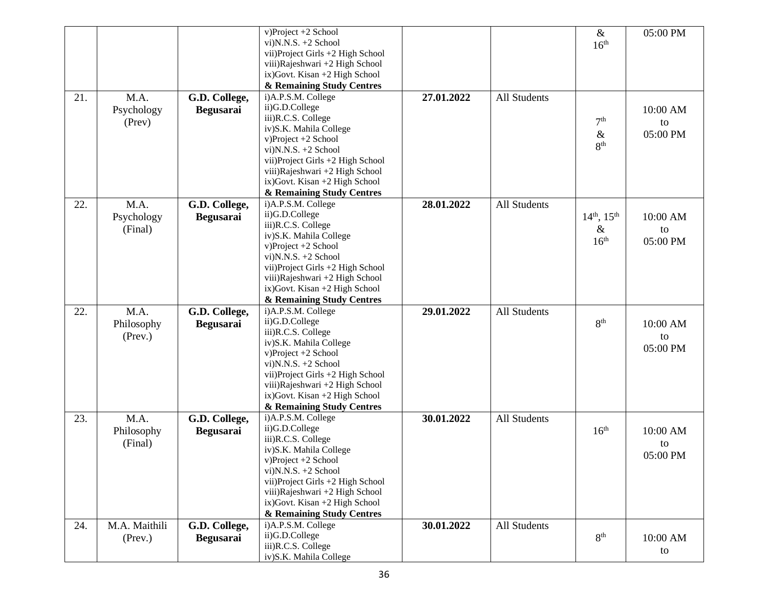| | | | v)Project +2 School<br>vi)N.N.S. +2 School<br>vii)Project Girls +2 High School<br>viii)Rajeshwari +2 High School<br>ix)Govt. Kisan +2 High School<br>**& Remaining Study Centres** | | | &<br>16th | 05:00 PM |
|---|---|---|---|---|---|---|---|
| 21. | M.A. Psychology (Prev) | **G.D. College, Begusarai** | i)A.P.S.M. College<br>ii)G.D.College<br>iii)R.C.S. College<br>iv)S.K. Mahila College<br>v)Project +2 School<br>vi)N.N.S. +2 School<br>vii)Project Girls +2 High School<br>viii)Rajeshwari +2 High School<br>ix)Govt. Kisan +2 High School<br>**& Remaining Study Centres** | **27.01.2022** | All Students | 7th<br>&<br>8th | 10:00 AM<br>to<br>05:00 PM |
| 22. | M.A. Psychology (Final) | **G.D. College, Begusarai** | i)A.P.S.M. College<br>ii)G.D.College<br>iii)R.C.S. College<br>iv)S.K. Mahila College<br>v)Project +2 School<br>vi)N.N.S. +2 School<br>vii)Project Girls +2 High School<br>viii)Rajeshwari +2 High School<br>ix)Govt. Kisan +2 High School<br>**& Remaining Study Centres** | **28.01.2022** | All Students | 14th, 15th<br>&<br>16th | 10:00 AM<br>to<br>05:00 PM |
| 22. | M.A. Philosophy (Prev.) | **G.D. College, Begusarai** | i)A.P.S.M. College<br>ii)G.D.College<br>iii)R.C.S. College<br>iv)S.K. Mahila College<br>v)Project +2 School<br>vi)N.N.S. +2 School<br>vii)Project Girls +2 High School<br>viii)Rajeshwari +2 High School<br>ix)Govt. Kisan +2 High School<br>**& Remaining Study Centres** | **29.01.2022** | All Students | 8th | 10:00 AM<br>to<br>05:00 PM |
| 23. | M.A. Philosophy (Final) | **G.D. College, Begusarai** | i)A.P.S.M. College<br>ii)G.D.College<br>iii)R.C.S. College<br>iv)S.K. Mahila College<br>v)Project +2 School<br>vi)N.N.S. +2 School<br>vii)Project Girls +2 High School<br>viii)Rajeshwari +2 High School<br>ix)Govt. Kisan +2 High School<br>**& Remaining Study Centres** | **30.01.2022** | All Students | 16th | 10:00 AM<br>to<br>05:00 PM |
| 24. | M.A. Maithili (Prev.) | **G.D. College, Begusarai** | i)A.P.S.M. College<br>ii)G.D.College<br>iii)R.C.S. College<br>iv)S.K. Mahila College | **30.01.2022** | All Students | 8th | 10:00 AM<br>to |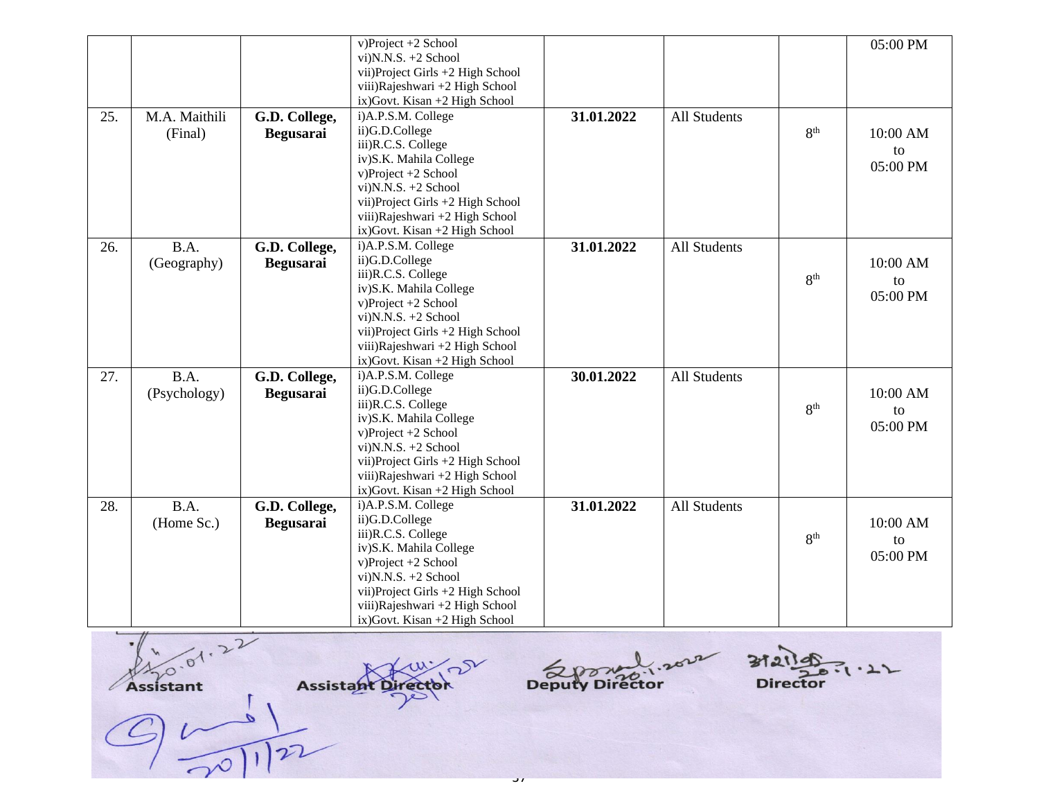| | | | | | | | |
|---|---|---|---|---|---|---|---|
| | | | v)Project +2 School<br>vi)N.N.S. +2 School<br>vii)Project Girls +2 High School<br>viii)Rajeshwari +2 High School<br>ix)Govt. Kisan +2 High School | | | | 05:00 PM |
| 25. | M.A. Maithili (Final) | **G.D. College, Begusarai** | i)A.P.S.M. College<br>ii)G.D.College<br>iii)R.C.S. College<br>iv)S.K. Mahila College<br>v)Project +2 School<br>vi)N.N.S. +2 School<br>vii)Project Girls +2 High School<br>viii)Rajeshwari +2 High School<br>ix)Govt. Kisan +2 High School | **31.01.2022** | All Students | 8th | 10:00 AM to 05:00 PM |
| 26. | B.A. (Geography) | **G.D. College, Begusarai** | i)A.P.S.M. College<br>ii)G.D.College<br>iii)R.C.S. College<br>iv)S.K. Mahila College<br>v)Project +2 School<br>vi)N.N.S. +2 School<br>vii)Project Girls +2 High School<br>viii)Rajeshwari +2 High School<br>ix)Govt. Kisan +2 High School | **31.01.2022** | All Students | 8th | 10:00 AM to 05:00 PM |
| 27. | B.A. (Psychology) | **G.D. College, Begusarai** | i)A.P.S.M. College<br>ii)G.D.College<br>iii)R.C.S. College<br>iv)S.K. Mahila College<br>v)Project +2 School<br>vi)N.N.S. +2 School<br>vii)Project Girls +2 High School<br>viii)Rajeshwari +2 High School<br>ix)Govt. Kisan +2 High School | **30.01.2022** | All Students | 8th | 10:00 AM to 05:00 PM |
| 28. | B.A. (Home Sc.) | **G.D. College, Begusarai** | i)A.P.S.M. College<br>ii)G.D.College<br>iii)R.C.S. College<br>iv)S.K. Mahila College<br>v)Project +2 School<br>vi)N.N.S. +2 School<br>vii)Project Girls +2 High School<br>viii)Rajeshwari +2 High School<br>ix)Govt. Kisan +2 High School | **31.01.2022** | All Students | 8th | 10:00 AM to 05:00 PM |

**Assistant** &nbsp;&nbsp;&nbsp; **Assistant Director** &nbsp;&nbsp;&nbsp; **Deputy Director** &nbsp;&nbsp;&nbsp; **Director**